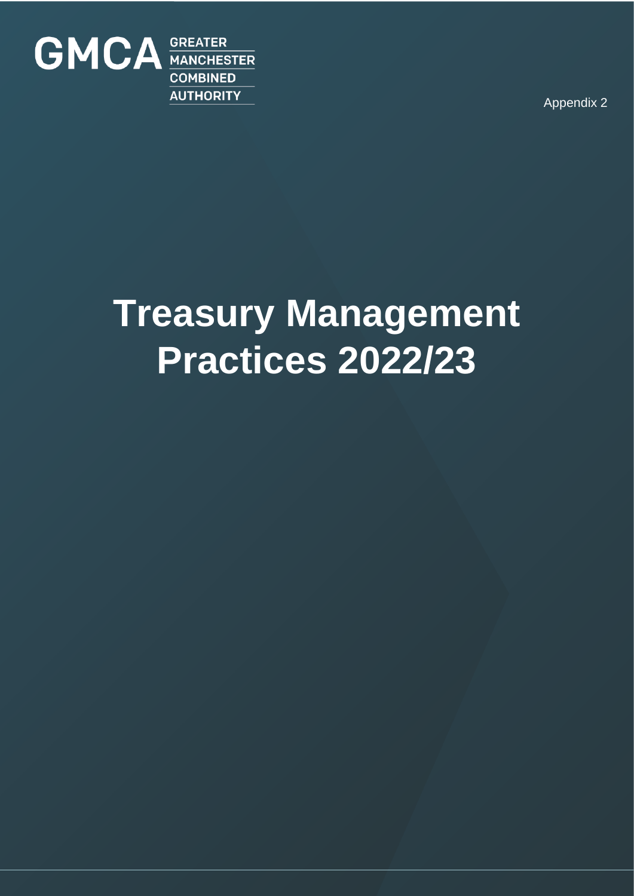GMCA GREATER MANCHESTER COMBINED AUTHORITY

Appendix 2

# Treasury Management Practices 2022/23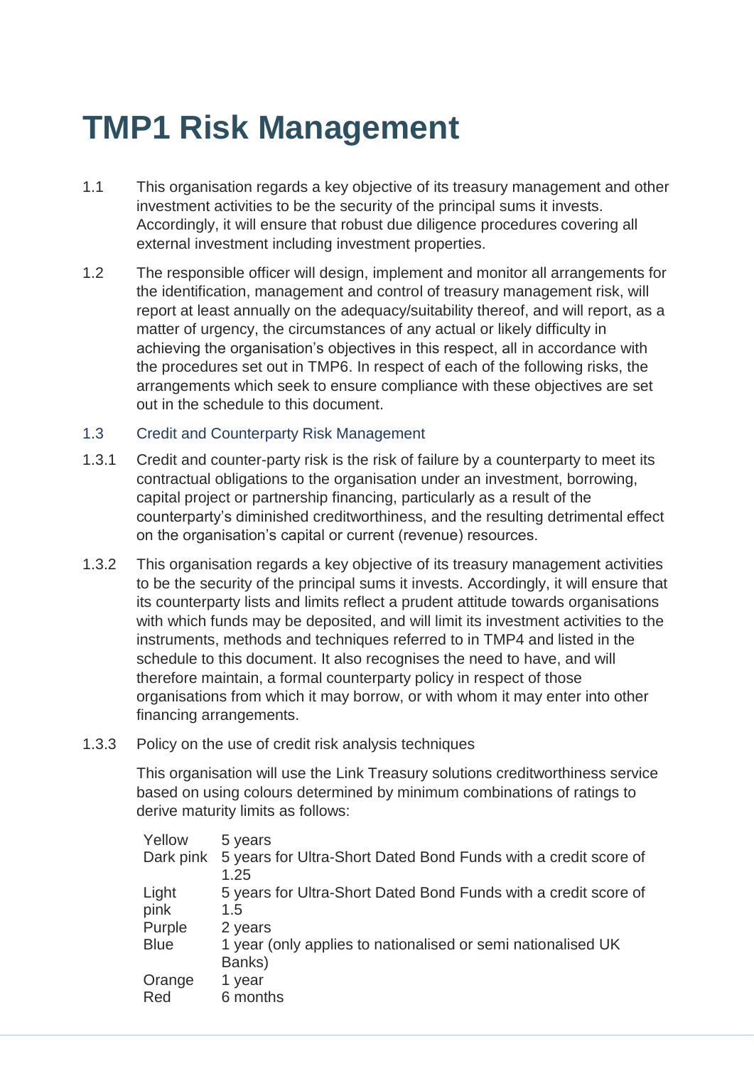# TMP1 Risk Management

1.1 This organisation regards a key objective of its treasury management and other investment activities to be the security of the principal sums it invests. Accordingly, it will ensure that robust due diligence procedures covering all external investment including investment properties.

1.2 The responsible officer will design, implement and monitor all arrangements for the identification, management and control of treasury management risk, will report at least annually on the adequacy/suitability thereof, and will report, as a matter of urgency, the circumstances of any actual or likely difficulty in achieving the organisation's objectives in this respect, all in accordance with the procedures set out in TMP6. In respect of each of the following risks, the arrangements which seek to ensure compliance with these objectives are set out in the schedule to this document.

## 1.3 Credit and Counterparty Risk Management

1.3.1 Credit and counter-party risk is the risk of failure by a counterparty to meet its contractual obligations to the organisation under an investment, borrowing, capital project or partnership financing, particularly as a result of the counterparty's diminished creditworthiness, and the resulting detrimental effect on the organisation's capital or current (revenue) resources.

1.3.2 This organisation regards a key objective of its treasury management activities to be the security of the principal sums it invests. Accordingly, it will ensure that its counterparty lists and limits reflect a prudent attitude towards organisations with which funds may be deposited, and will limit its investment activities to the instruments, methods and techniques referred to in TMP4 and listed in the schedule to this document. It also recognises the need to have, and will therefore maintain, a formal counterparty policy in respect of those organisations from which it may borrow, or with whom it may enter into other financing arrangements.

1.3.3 Policy on the use of credit risk analysis techniques

This organisation will use the Link Treasury solutions creditworthiness service based on using colours determined by minimum combinations of ratings to derive maturity limits as follows:

| | |
|---|---|
| Yellow | 5 years |
| Dark pink | 5 years for Ultra-Short Dated Bond Funds with a credit score of 1.25 |
| Light pink | 5 years for Ultra-Short Dated Bond Funds with a credit score of 1.5 |
| Purple | 2 years |
| Blue | 1 year (only applies to nationalised or semi nationalised UK Banks) |
| Orange | 1 year |
| Red | 6 months |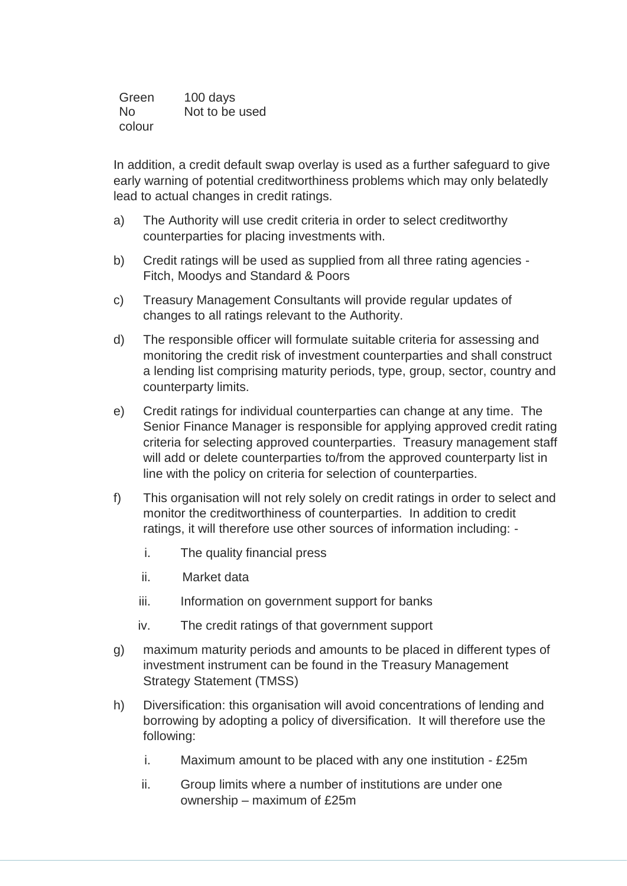| | |
|---|---|
| Green | 100 days |
| No colour | Not to be used |

In addition, a credit default swap overlay is used as a further safeguard to give early warning of potential creditworthiness problems which may only belatedly lead to actual changes in credit ratings.

a) The Authority will use credit criteria in order to select creditworthy counterparties for placing investments with.

b) Credit ratings will be used as supplied from all three rating agencies - Fitch, Moodys and Standard & Poors

c) Treasury Management Consultants will provide regular updates of changes to all ratings relevant to the Authority.

d) The responsible officer will formulate suitable criteria for assessing and monitoring the credit risk of investment counterparties and shall construct a lending list comprising maturity periods, type, group, sector, country and counterparty limits.

e) Credit ratings for individual counterparties can change at any time. The Senior Finance Manager is responsible for applying approved credit rating criteria for selecting approved counterparties. Treasury management staff will add or delete counterparties to/from the approved counterparty list in line with the policy on criteria for selection of counterparties.

f) This organisation will not rely solely on credit ratings in order to select and monitor the creditworthiness of counterparties. In addition to credit ratings, it will therefore use other sources of information including: -

   i. The quality financial press

   ii. Market data

   iii. Information on government support for banks

   iv. The credit ratings of that government support

g) maximum maturity periods and amounts to be placed in different types of investment instrument can be found in the Treasury Management Strategy Statement (TMSS)

h) Diversification: this organisation will avoid concentrations of lending and borrowing by adopting a policy of diversification. It will therefore use the following:

   i. Maximum amount to be placed with any one institution - £25m

   ii. Group limits where a number of institutions are under one ownership – maximum of £25m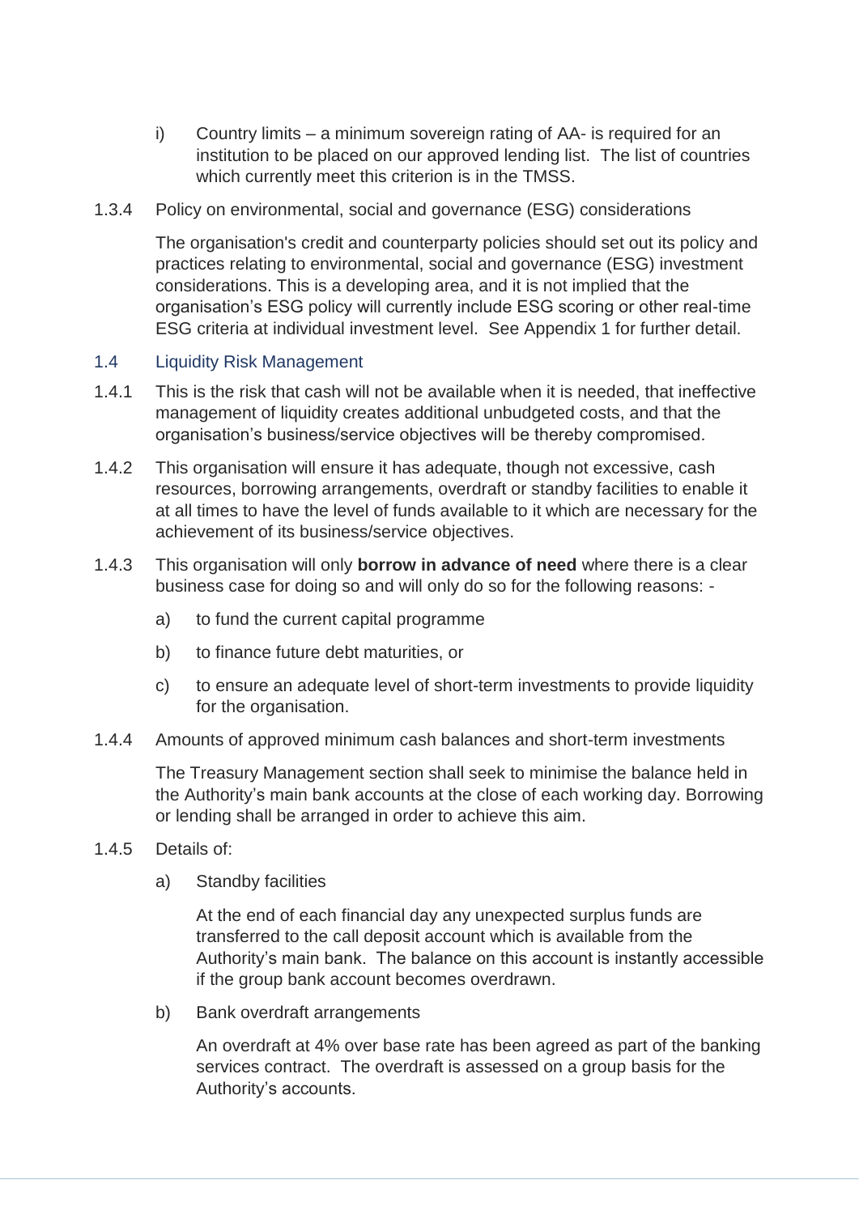i) Country limits – a minimum sovereign rating of AA- is required for an institution to be placed on our approved lending list. The list of countries which currently meet this criterion is in the TMSS.

1.3.4 Policy on environmental, social and governance (ESG) considerations

The organisation's credit and counterparty policies should set out its policy and practices relating to environmental, social and governance (ESG) investment considerations. This is a developing area, and it is not implied that the organisation's ESG policy will currently include ESG scoring or other real-time ESG criteria at individual investment level. See Appendix 1 for further detail.

### 1.4 Liquidity Risk Management

1.4.1 This is the risk that cash will not be available when it is needed, that ineffective management of liquidity creates additional unbudgeted costs, and that the organisation's business/service objectives will be thereby compromised.

1.4.2 This organisation will ensure it has adequate, though not excessive, cash resources, borrowing arrangements, overdraft or standby facilities to enable it at all times to have the level of funds available to it which are necessary for the achievement of its business/service objectives.

1.4.3 This organisation will only **borrow in advance of need** where there is a clear business case for doing so and will only do so for the following reasons: -

a) to fund the current capital programme

b) to finance future debt maturities, or

c) to ensure an adequate level of short-term investments to provide liquidity for the organisation.

1.4.4 Amounts of approved minimum cash balances and short-term investments

The Treasury Management section shall seek to minimise the balance held in the Authority's main bank accounts at the close of each working day. Borrowing or lending shall be arranged in order to achieve this aim.

1.4.5 Details of:

a) Standby facilities

At the end of each financial day any unexpected surplus funds are transferred to the call deposit account which is available from the Authority's main bank. The balance on this account is instantly accessible if the group bank account becomes overdrawn.

b) Bank overdraft arrangements

An overdraft at 4% over base rate has been agreed as part of the banking services contract. The overdraft is assessed on a group basis for the Authority's accounts.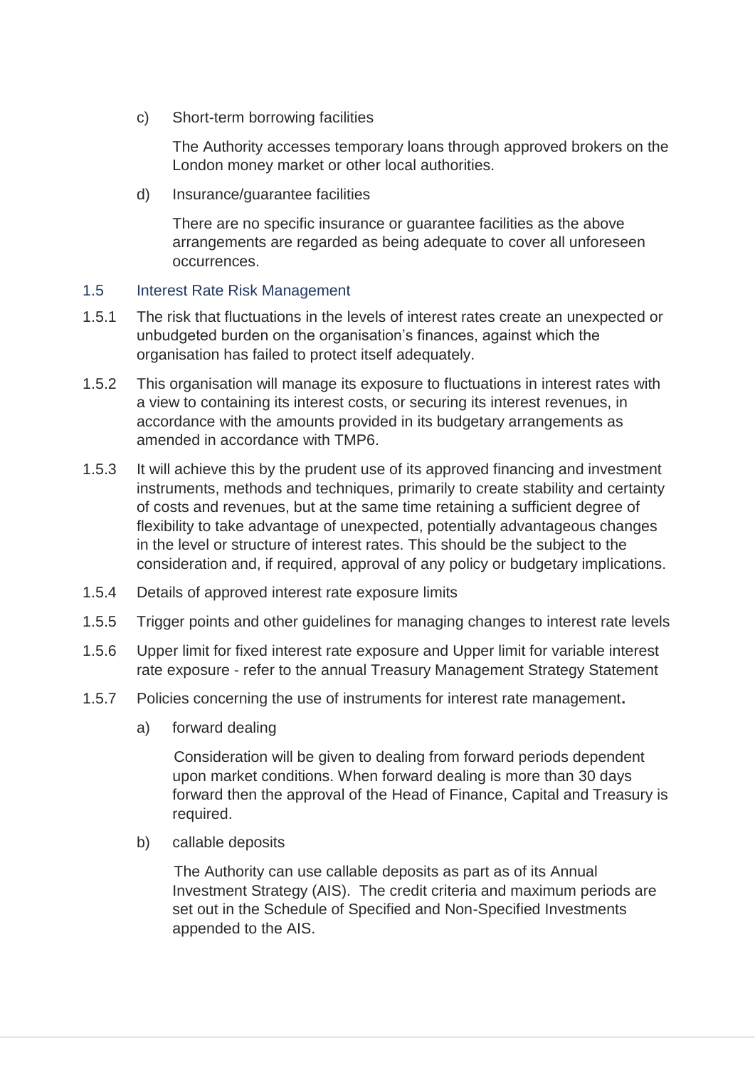c) Short-term borrowing facilities

The Authority accesses temporary loans through approved brokers on the London money market or other local authorities.

d) Insurance/guarantee facilities

There are no specific insurance or guarantee facilities as the above arrangements are regarded as being adequate to cover all unforeseen occurrences.

## 1.5 Interest Rate Risk Management

1.5.1 The risk that fluctuations in the levels of interest rates create an unexpected or unbudgeted burden on the organisation's finances, against which the organisation has failed to protect itself adequately.

1.5.2 This organisation will manage its exposure to fluctuations in interest rates with a view to containing its interest costs, or securing its interest revenues, in accordance with the amounts provided in its budgetary arrangements as amended in accordance with TMP6.

1.5.3 It will achieve this by the prudent use of its approved financing and investment instruments, methods and techniques, primarily to create stability and certainty of costs and revenues, but at the same time retaining a sufficient degree of flexibility to take advantage of unexpected, potentially advantageous changes in the level or structure of interest rates. This should be the subject to the consideration and, if required, approval of any policy or budgetary implications.

1.5.4 Details of approved interest rate exposure limits

1.5.5 Trigger points and other guidelines for managing changes to interest rate levels

1.5.6 Upper limit for fixed interest rate exposure and Upper limit for variable interest rate exposure - refer to the annual Treasury Management Strategy Statement

1.5.7 Policies concerning the use of instruments for interest rate management**.**

a) forward dealing

Consideration will be given to dealing from forward periods dependent upon market conditions. When forward dealing is more than 30 days forward then the approval of the Head of Finance, Capital and Treasury is required.

b) callable deposits

The Authority can use callable deposits as part as of its Annual Investment Strategy (AIS). The credit criteria and maximum periods are set out in the Schedule of Specified and Non-Specified Investments appended to the AIS.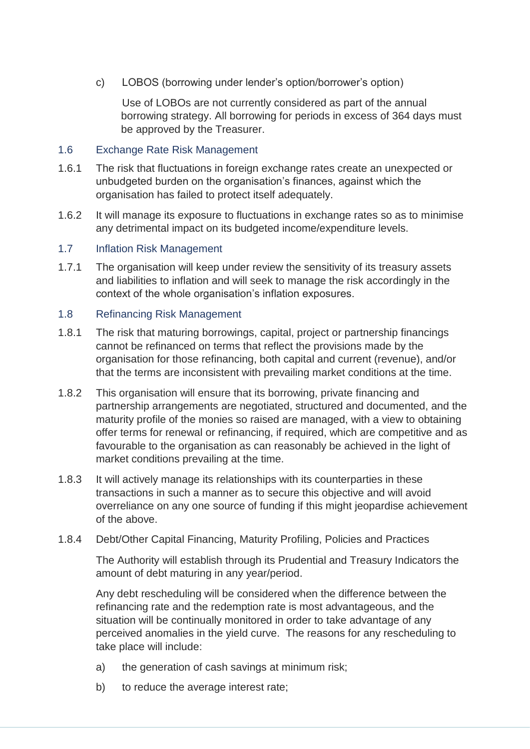c) LOBOS (borrowing under lender's option/borrower's option)

Use of LOBOs are not currently considered as part of the annual borrowing strategy. All borrowing for periods in excess of 364 days must be approved by the Treasurer.

### 1.6 Exchange Rate Risk Management

1.6.1 The risk that fluctuations in foreign exchange rates create an unexpected or unbudgeted burden on the organisation's finances, against which the organisation has failed to protect itself adequately.

1.6.2 It will manage its exposure to fluctuations in exchange rates so as to minimise any detrimental impact on its budgeted income/expenditure levels.

### 1.7 Inflation Risk Management

1.7.1 The organisation will keep under review the sensitivity of its treasury assets and liabilities to inflation and will seek to manage the risk accordingly in the context of the whole organisation's inflation exposures.

### 1.8 Refinancing Risk Management

1.8.1 The risk that maturing borrowings, capital, project or partnership financings cannot be refinanced on terms that reflect the provisions made by the organisation for those refinancing, both capital and current (revenue), and/or that the terms are inconsistent with prevailing market conditions at the time.

1.8.2 This organisation will ensure that its borrowing, private financing and partnership arrangements are negotiated, structured and documented, and the maturity profile of the monies so raised are managed, with a view to obtaining offer terms for renewal or refinancing, if required, which are competitive and as favourable to the organisation as can reasonably be achieved in the light of market conditions prevailing at the time.

1.8.3 It will actively manage its relationships with its counterparties in these transactions in such a manner as to secure this objective and will avoid overreliance on any one source of funding if this might jeopardise achievement of the above.

1.8.4 Debt/Other Capital Financing, Maturity Profiling, Policies and Practices

The Authority will establish through its Prudential and Treasury Indicators the amount of debt maturing in any year/period.

Any debt rescheduling will be considered when the difference between the refinancing rate and the redemption rate is most advantageous, and the situation will be continually monitored in order to take advantage of any perceived anomalies in the yield curve. The reasons for any rescheduling to take place will include:

a) the generation of cash savings at minimum risk;

b) to reduce the average interest rate;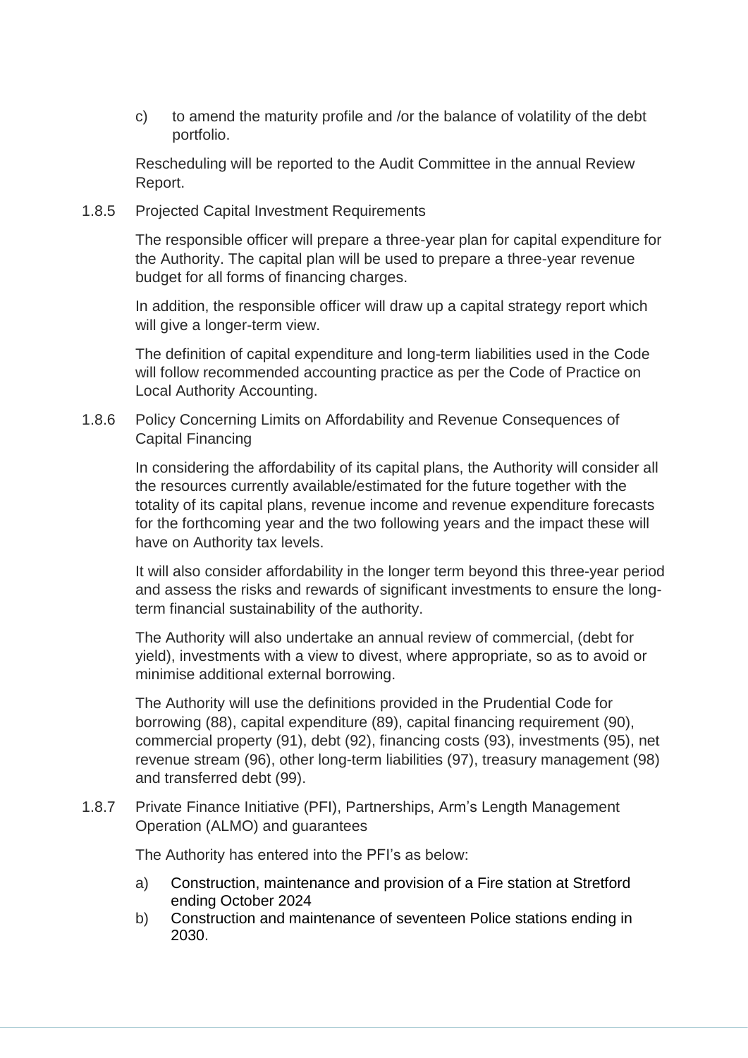c) to amend the maturity profile and /or the balance of volatility of the debt portfolio.

Rescheduling will be reported to the Audit Committee in the annual Review Report.

1.8.5 Projected Capital Investment Requirements

The responsible officer will prepare a three-year plan for capital expenditure for the Authority. The capital plan will be used to prepare a three-year revenue budget for all forms of financing charges.

In addition, the responsible officer will draw up a capital strategy report which will give a longer-term view.

The definition of capital expenditure and long-term liabilities used in the Code will follow recommended accounting practice as per the Code of Practice on Local Authority Accounting.

1.8.6 Policy Concerning Limits on Affordability and Revenue Consequences of Capital Financing

In considering the affordability of its capital plans, the Authority will consider all the resources currently available/estimated for the future together with the totality of its capital plans, revenue income and revenue expenditure forecasts for the forthcoming year and the two following years and the impact these will have on Authority tax levels.

It will also consider affordability in the longer term beyond this three-year period and assess the risks and rewards of significant investments to ensure the long-term financial sustainability of the authority.

The Authority will also undertake an annual review of commercial, (debt for yield), investments with a view to divest, where appropriate, so as to avoid or minimise additional external borrowing.

The Authority will use the definitions provided in the Prudential Code for borrowing (88), capital expenditure (89), capital financing requirement (90), commercial property (91), debt (92), financing costs (93), investments (95), net revenue stream (96), other long-term liabilities (97), treasury management (98) and transferred debt (99).

1.8.7 Private Finance Initiative (PFI), Partnerships, Arm's Length Management Operation (ALMO) and guarantees

The Authority has entered into the PFI's as below:

a) Construction, maintenance and provision of a Fire station at Stretford ending October 2024
b) Construction and maintenance of seventeen Police stations ending in 2030.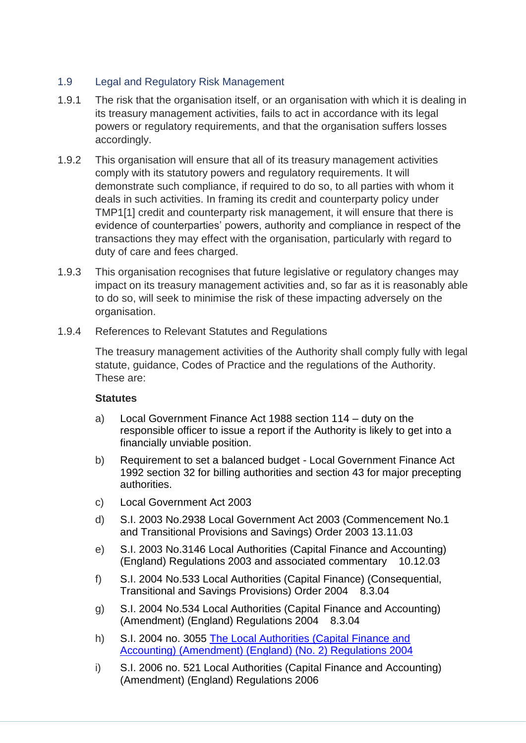### 1.9 Legal and Regulatory Risk Management

1.9.1 The risk that the organisation itself, or an organisation with which it is dealing in its treasury management activities, fails to act in accordance with its legal powers or regulatory requirements, and that the organisation suffers losses accordingly.

1.9.2 This organisation will ensure that all of its treasury management activities comply with its statutory powers and regulatory requirements. It will demonstrate such compliance, if required to do so, to all parties with whom it deals in such activities. In framing its credit and counterparty policy under TMP1[1] credit and counterparty risk management, it will ensure that there is evidence of counterparties' powers, authority and compliance in respect of the transactions they may effect with the organisation, particularly with regard to duty of care and fees charged.

1.9.3 This organisation recognises that future legislative or regulatory changes may impact on its treasury management activities and, so far as it is reasonably able to do so, will seek to minimise the risk of these impacting adversely on the organisation.

1.9.4 References to Relevant Statutes and Regulations

The treasury management activities of the Authority shall comply fully with legal statute, guidance, Codes of Practice and the regulations of the Authority. These are:

**Statutes**

a) Local Government Finance Act 1988 section 114 – duty on the responsible officer to issue a report if the Authority is likely to get into a financially unviable position.

b) Requirement to set a balanced budget - Local Government Finance Act 1992 section 32 for billing authorities and section 43 for major precepting authorities.

c) Local Government Act 2003

d) S.I. 2003 No.2938 Local Government Act 2003 (Commencement No.1 and Transitional Provisions and Savings) Order 2003 13.11.03

e) S.I. 2003 No.3146 Local Authorities (Capital Finance and Accounting) (England) Regulations 2003 and associated commentary 10.12.03

f) S.I. 2004 No.533 Local Authorities (Capital Finance) (Consequential, Transitional and Savings Provisions) Order 2004 8.3.04

g) S.I. 2004 No.534 Local Authorities (Capital Finance and Accounting) (Amendment) (England) Regulations 2004 8.3.04

h) S.I. 2004 no. 3055 The Local Authorities (Capital Finance and Accounting) (Amendment) (England) (No. 2) Regulations 2004

i) S.I. 2006 no. 521 Local Authorities (Capital Finance and Accounting) (Amendment) (England) Regulations 2006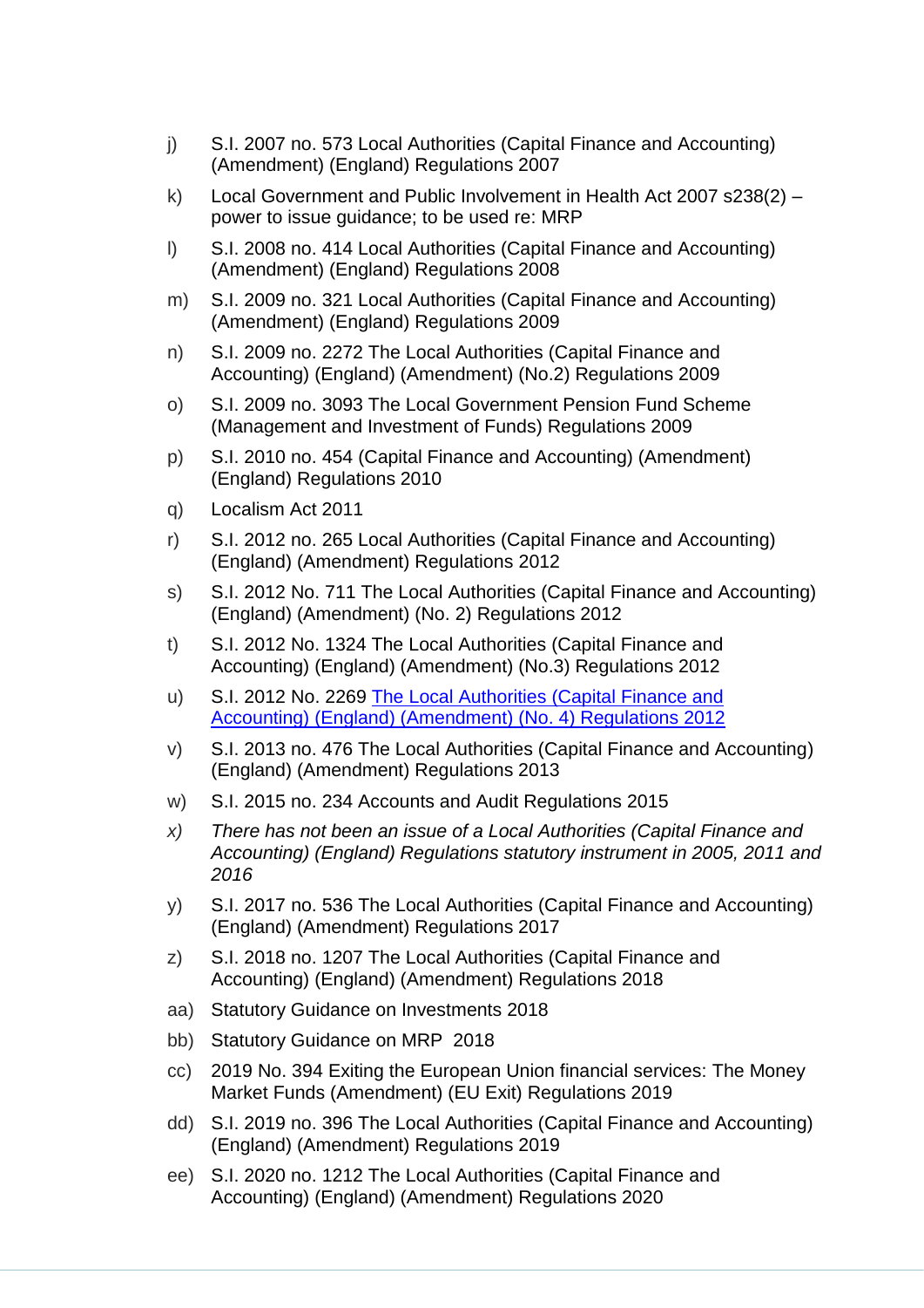j) S.I. 2007 no. 573 Local Authorities (Capital Finance and Accounting) (Amendment) (England) Regulations 2007

k) Local Government and Public Involvement in Health Act 2007 s238(2) – power to issue guidance; to be used re: MRP

l) S.I. 2008 no. 414 Local Authorities (Capital Finance and Accounting) (Amendment) (England) Regulations 2008

m) S.I. 2009 no. 321 Local Authorities (Capital Finance and Accounting) (Amendment) (England) Regulations 2009

n) S.I. 2009 no. 2272 The Local Authorities (Capital Finance and Accounting) (England) (Amendment) (No.2) Regulations 2009

o) S.I. 2009 no. 3093 The Local Government Pension Fund Scheme (Management and Investment of Funds) Regulations 2009

p) S.I. 2010 no. 454 (Capital Finance and Accounting) (Amendment) (England) Regulations 2010

q) Localism Act 2011

r) S.I. 2012 no. 265 Local Authorities (Capital Finance and Accounting) (England) (Amendment) Regulations 2012

s) S.I. 2012 No. 711 The Local Authorities (Capital Finance and Accounting) (England) (Amendment) (No. 2) Regulations 2012

t) S.I. 2012 No. 1324 The Local Authorities (Capital Finance and Accounting) (England) (Amendment) (No.3) Regulations 2012

u) S.I. 2012 No. 2269 The Local Authorities (Capital Finance and Accounting) (England) (Amendment) (No. 4) Regulations 2012

v) S.I. 2013 no. 476 The Local Authorities (Capital Finance and Accounting) (England) (Amendment) Regulations 2013

w) S.I. 2015 no. 234 Accounts and Audit Regulations 2015

*x) There has not been an issue of a Local Authorities (Capital Finance and Accounting) (England) Regulations statutory instrument in 2005, 2011 and 2016*

y) S.I. 2017 no. 536 The Local Authorities (Capital Finance and Accounting) (England) (Amendment) Regulations 2017

z) S.I. 2018 no. 1207 The Local Authorities (Capital Finance and Accounting) (England) (Amendment) Regulations 2018

aa) Statutory Guidance on Investments 2018

bb) Statutory Guidance on MRP 2018

cc) 2019 No. 394 Exiting the European Union financial services: The Money Market Funds (Amendment) (EU Exit) Regulations 2019

dd) S.I. 2019 no. 396 The Local Authorities (Capital Finance and Accounting) (England) (Amendment) Regulations 2019

ee) S.I. 2020 no. 1212 The Local Authorities (Capital Finance and Accounting) (England) (Amendment) Regulations 2020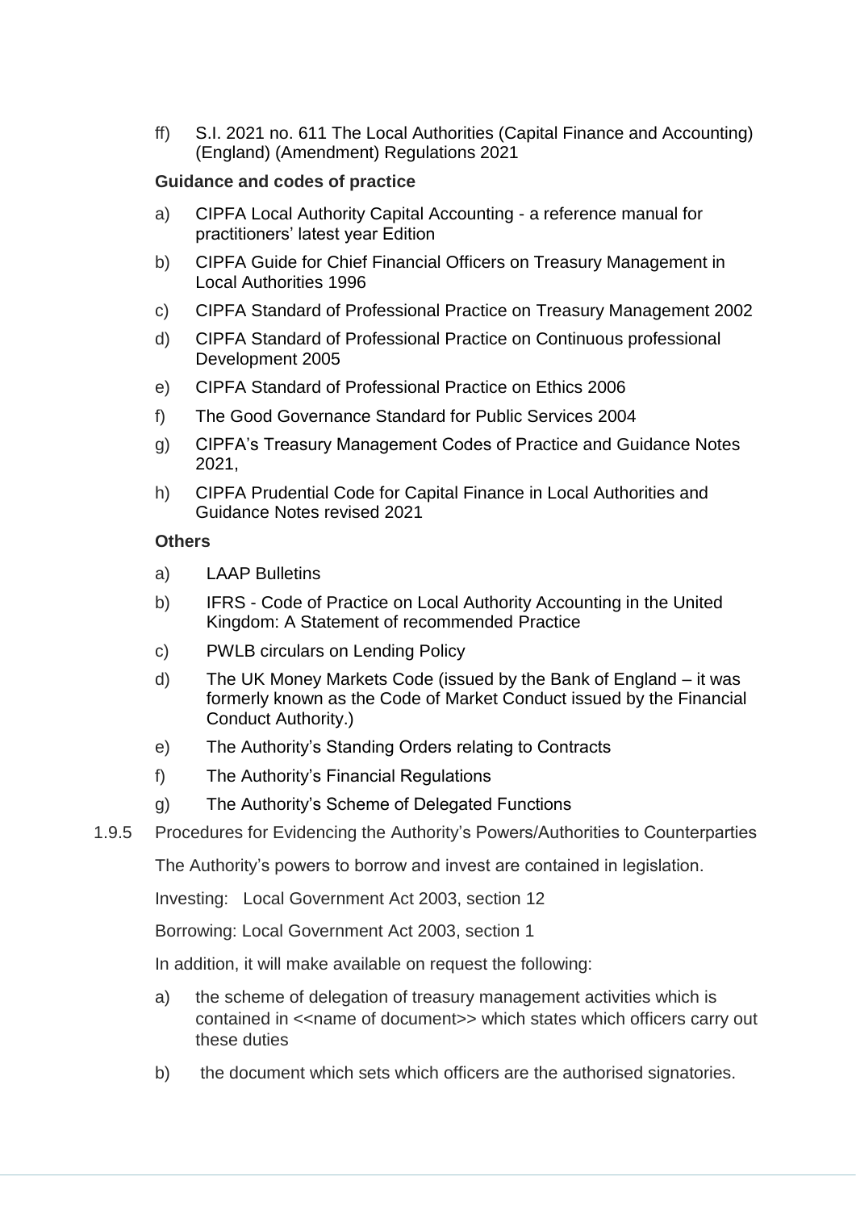ff) S.I. 2021 no. 611 The Local Authorities (Capital Finance and Accounting) (England) (Amendment) Regulations 2021

**Guidance and codes of practice**

a) CIPFA Local Authority Capital Accounting - a reference manual for practitioners' latest year Edition

b) CIPFA Guide for Chief Financial Officers on Treasury Management in Local Authorities 1996

c) CIPFA Standard of Professional Practice on Treasury Management 2002

d) CIPFA Standard of Professional Practice on Continuous professional Development 2005

e) CIPFA Standard of Professional Practice on Ethics 2006

f) The Good Governance Standard for Public Services 2004

g) CIPFA's Treasury Management Codes of Practice and Guidance Notes 2021,

h) CIPFA Prudential Code for Capital Finance in Local Authorities and Guidance Notes revised 2021

**Others**

a) LAAP Bulletins

b) IFRS - Code of Practice on Local Authority Accounting in the United Kingdom: A Statement of recommended Practice

c) PWLB circulars on Lending Policy

d) The UK Money Markets Code (issued by the Bank of England – it was formerly known as the Code of Market Conduct issued by the Financial Conduct Authority.)

e) The Authority's Standing Orders relating to Contracts

f) The Authority's Financial Regulations

g) The Authority's Scheme of Delegated Functions

1.9.5 Procedures for Evidencing the Authority's Powers/Authorities to Counterparties

The Authority's powers to borrow and invest are contained in legislation.

Investing: Local Government Act 2003, section 12

Borrowing: Local Government Act 2003, section 1

In addition, it will make available on request the following:

a) the scheme of delegation of treasury management activities which is contained in <<name of document>> which states which officers carry out these duties

b) the document which sets which officers are the authorised signatories.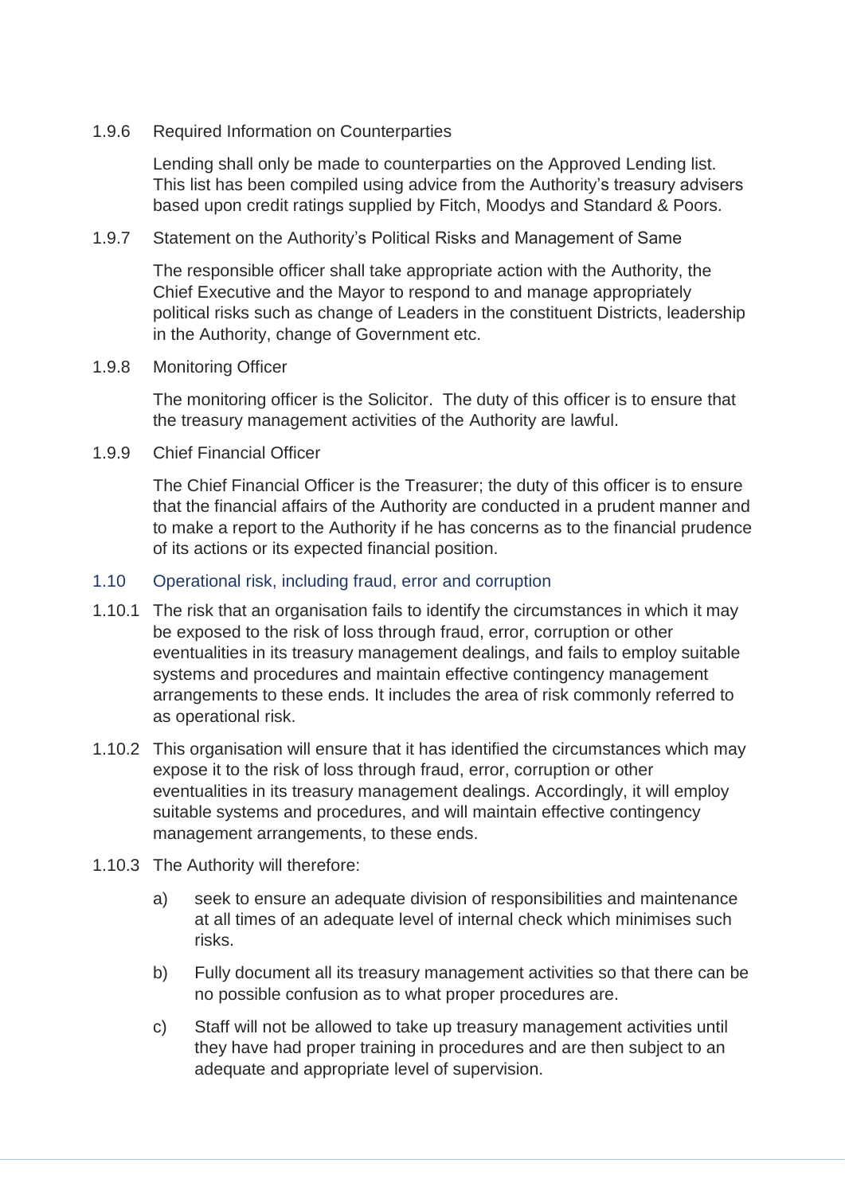1.9.6 Required Information on Counterparties

Lending shall only be made to counterparties on the Approved Lending list. This list has been compiled using advice from the Authority's treasury advisers based upon credit ratings supplied by Fitch, Moodys and Standard & Poors.

1.9.7 Statement on the Authority's Political Risks and Management of Same

The responsible officer shall take appropriate action with the Authority, the Chief Executive and the Mayor to respond to and manage appropriately political risks such as change of Leaders in the constituent Districts, leadership in the Authority, change of Government etc.

1.9.8 Monitoring Officer

The monitoring officer is the Solicitor. The duty of this officer is to ensure that the treasury management activities of the Authority are lawful.

1.9.9 Chief Financial Officer

The Chief Financial Officer is the Treasurer; the duty of this officer is to ensure that the financial affairs of the Authority are conducted in a prudent manner and to make a report to the Authority if he has concerns as to the financial prudence of its actions or its expected financial position.

## 1.10 Operational risk, including fraud, error and corruption

1.10.1 The risk that an organisation fails to identify the circumstances in which it may be exposed to the risk of loss through fraud, error, corruption or other eventualities in its treasury management dealings, and fails to employ suitable systems and procedures and maintain effective contingency management arrangements to these ends. It includes the area of risk commonly referred to as operational risk.

1.10.2 This organisation will ensure that it has identified the circumstances which may expose it to the risk of loss through fraud, error, corruption or other eventualities in its treasury management dealings. Accordingly, it will employ suitable systems and procedures, and will maintain effective contingency management arrangements, to these ends.

1.10.3 The Authority will therefore:

a) seek to ensure an adequate division of responsibilities and maintenance at all times of an adequate level of internal check which minimises such risks.

b) Fully document all its treasury management activities so that there can be no possible confusion as to what proper procedures are.

c) Staff will not be allowed to take up treasury management activities until they have had proper training in procedures and are then subject to an adequate and appropriate level of supervision.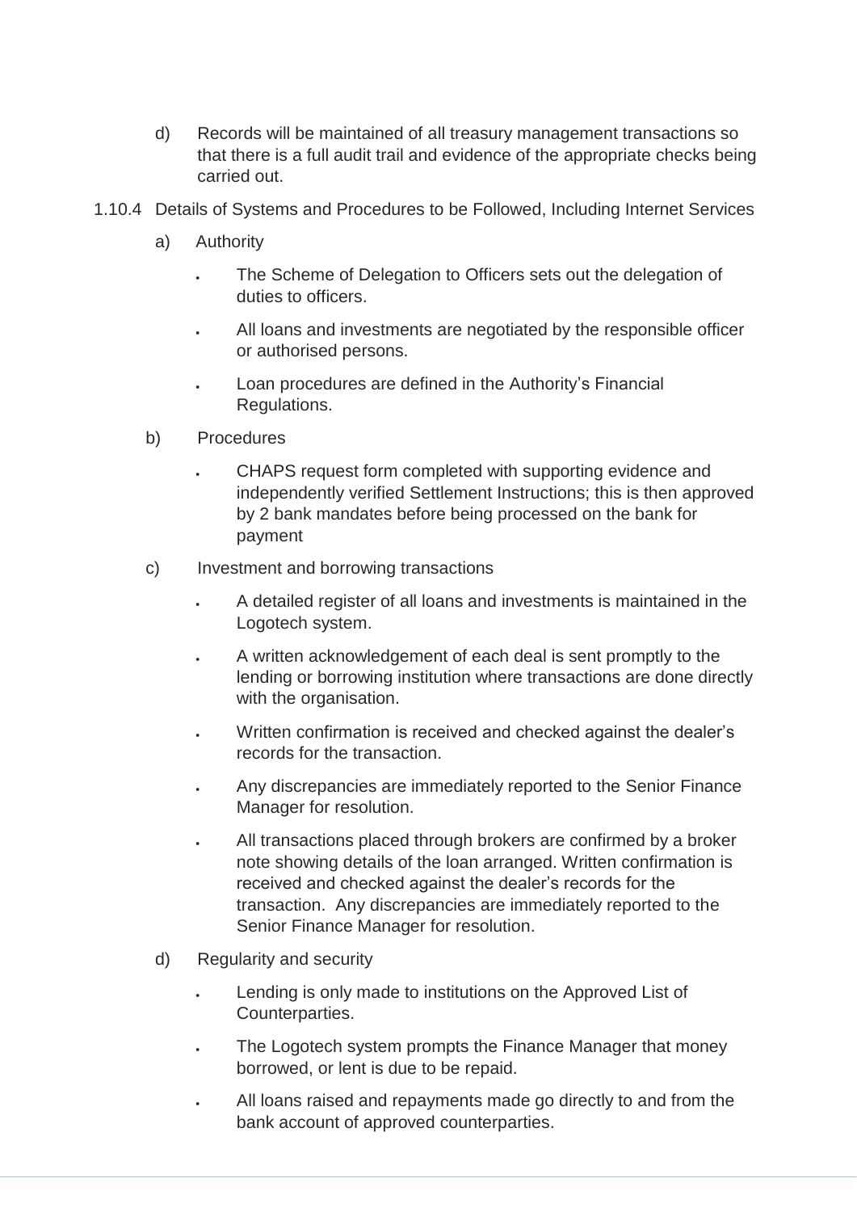d) Records will be maintained of all treasury management transactions so that there is a full audit trail and evidence of the appropriate checks being carried out.

1.10.4 Details of Systems and Procedures to be Followed, Including Internet Services

a) Authority

- The Scheme of Delegation to Officers sets out the delegation of duties to officers.
- All loans and investments are negotiated by the responsible officer or authorised persons.
- Loan procedures are defined in the Authority's Financial Regulations.

b) Procedures

- CHAPS request form completed with supporting evidence and independently verified Settlement Instructions; this is then approved by 2 bank mandates before being processed on the bank for payment

c) Investment and borrowing transactions

- A detailed register of all loans and investments is maintained in the Logotech system.
- A written acknowledgement of each deal is sent promptly to the lending or borrowing institution where transactions are done directly with the organisation.
- Written confirmation is received and checked against the dealer's records for the transaction.
- Any discrepancies are immediately reported to the Senior Finance Manager for resolution.
- All transactions placed through brokers are confirmed by a broker note showing details of the loan arranged. Written confirmation is received and checked against the dealer's records for the transaction. Any discrepancies are immediately reported to the Senior Finance Manager for resolution.

d) Regularity and security

- Lending is only made to institutions on the Approved List of Counterparties.
- The Logotech system prompts the Finance Manager that money borrowed, or lent is due to be repaid.
- All loans raised and repayments made go directly to and from the bank account of approved counterparties.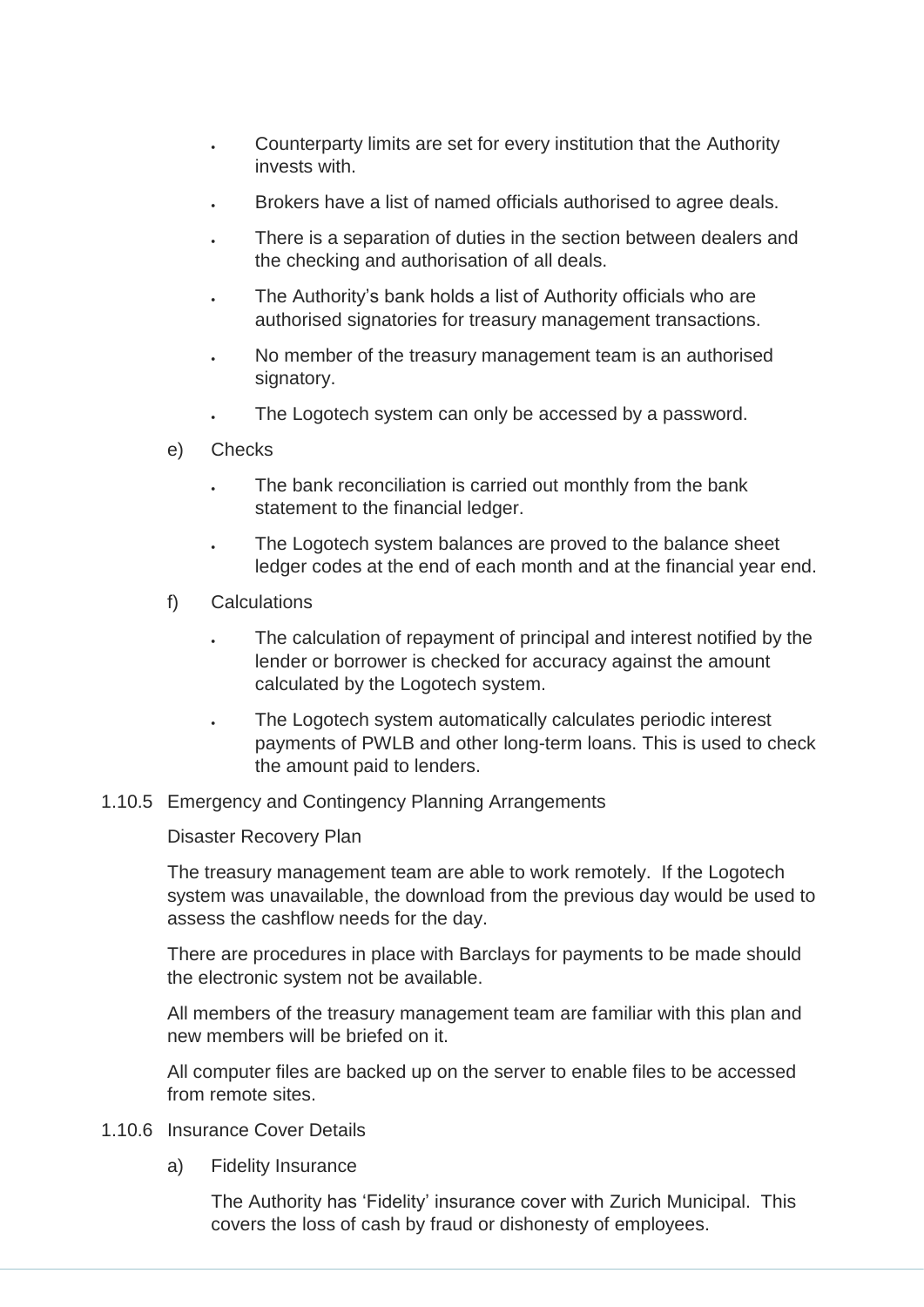- Counterparty limits are set for every institution that the Authority invests with.
- Brokers have a list of named officials authorised to agree deals.
- There is a separation of duties in the section between dealers and the checking and authorisation of all deals.
- The Authority's bank holds a list of Authority officials who are authorised signatories for treasury management transactions.
- No member of the treasury management team is an authorised signatory.
- The Logotech system can only be accessed by a password.

e) Checks

- The bank reconciliation is carried out monthly from the bank statement to the financial ledger.
- The Logotech system balances are proved to the balance sheet ledger codes at the end of each month and at the financial year end.

f) Calculations

- The calculation of repayment of principal and interest notified by the lender or borrower is checked for accuracy against the amount calculated by the Logotech system.
- The Logotech system automatically calculates periodic interest payments of PWLB and other long-term loans. This is used to check the amount paid to lenders.

1.10.5 Emergency and Contingency Planning Arrangements

Disaster Recovery Plan

The treasury management team are able to work remotely. If the Logotech system was unavailable, the download from the previous day would be used to assess the cashflow needs for the day.

There are procedures in place with Barclays for payments to be made should the electronic system not be available.

All members of the treasury management team are familiar with this plan and new members will be briefed on it.

All computer files are backed up on the server to enable files to be accessed from remote sites.

1.10.6 Insurance Cover Details

a) Fidelity Insurance

The Authority has 'Fidelity' insurance cover with Zurich Municipal. This covers the loss of cash by fraud or dishonesty of employees.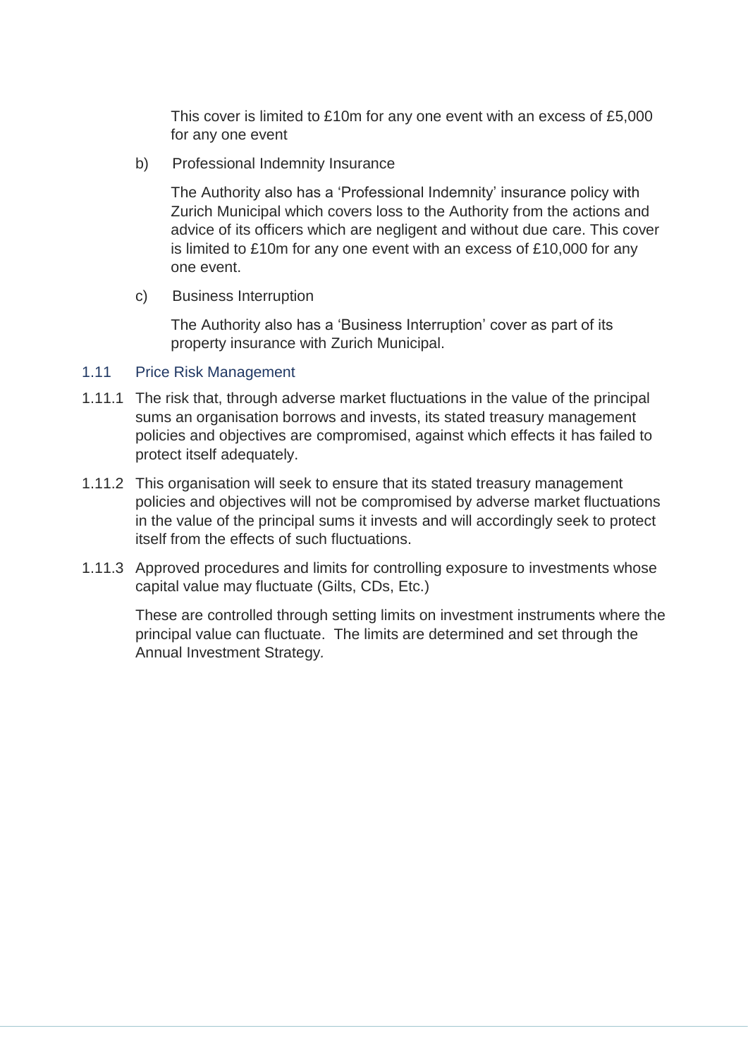This cover is limited to £10m for any one event with an excess of £5,000 for any one event

b) Professional Indemnity Insurance

The Authority also has a 'Professional Indemnity' insurance policy with Zurich Municipal which covers loss to the Authority from the actions and advice of its officers which are negligent and without due care. This cover is limited to £10m for any one event with an excess of £10,000 for any one event.

c) Business Interruption

The Authority also has a 'Business Interruption' cover as part of its property insurance with Zurich Municipal.

### 1.11 Price Risk Management

1.11.1 The risk that, through adverse market fluctuations in the value of the principal sums an organisation borrows and invests, its stated treasury management policies and objectives are compromised, against which effects it has failed to protect itself adequately.

1.11.2 This organisation will seek to ensure that its stated treasury management policies and objectives will not be compromised by adverse market fluctuations in the value of the principal sums it invests and will accordingly seek to protect itself from the effects of such fluctuations.

1.11.3 Approved procedures and limits for controlling exposure to investments whose capital value may fluctuate (Gilts, CDs, Etc.)

These are controlled through setting limits on investment instruments where the principal value can fluctuate. The limits are determined and set through the Annual Investment Strategy.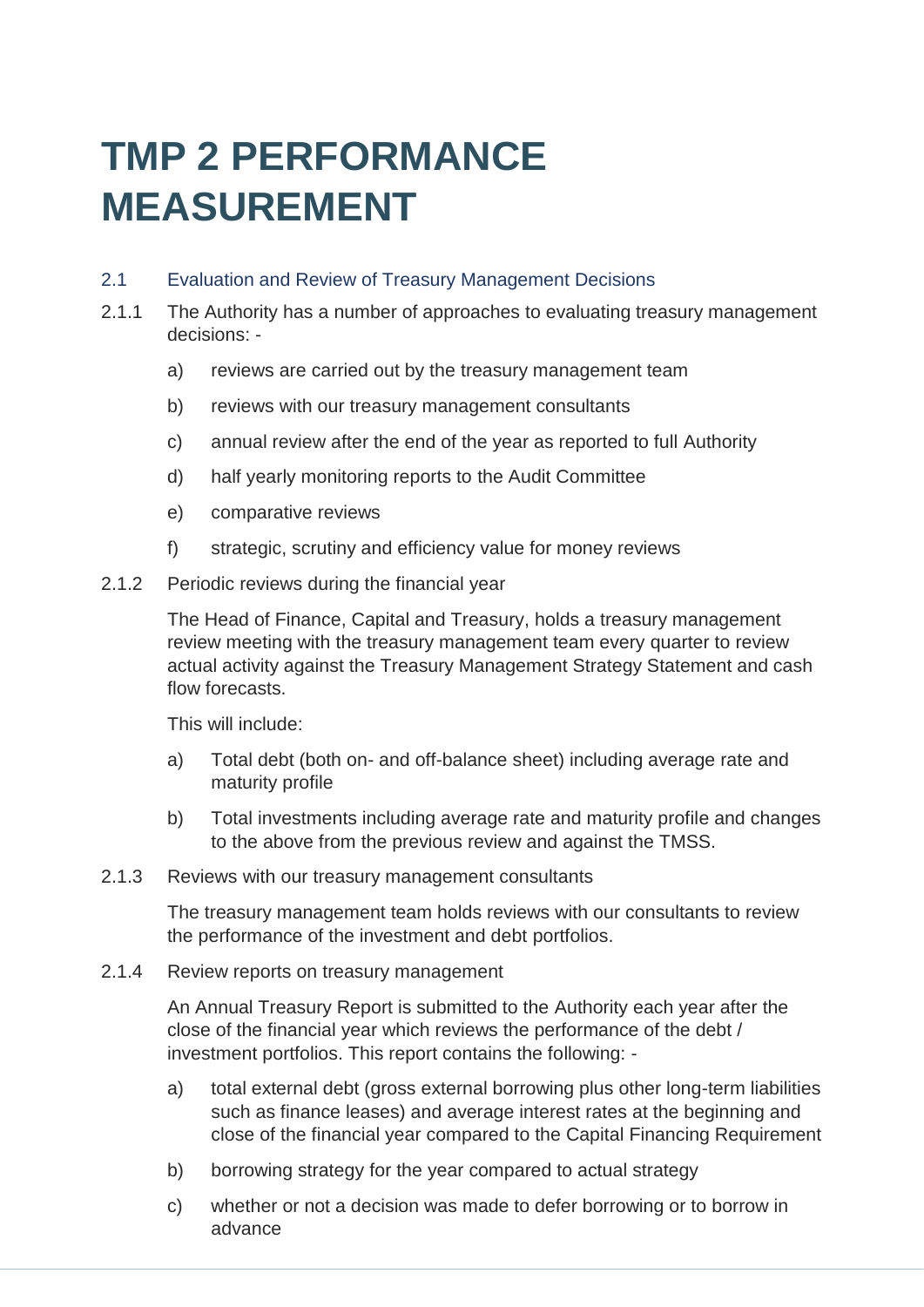# TMP 2 PERFORMANCE MEASUREMENT

## 2.1 Evaluation and Review of Treasury Management Decisions

2.1.1 The Authority has a number of approaches to evaluating treasury management decisions: -

a) reviews are carried out by the treasury management team

b) reviews with our treasury management consultants

c) annual review after the end of the year as reported to full Authority

d) half yearly monitoring reports to the Audit Committee

e) comparative reviews

f) strategic, scrutiny and efficiency value for money reviews

2.1.2 Periodic reviews during the financial year

The Head of Finance, Capital and Treasury, holds a treasury management review meeting with the treasury management team every quarter to review actual activity against the Treasury Management Strategy Statement and cash flow forecasts.

This will include:

a) Total debt (both on- and off-balance sheet) including average rate and maturity profile

b) Total investments including average rate and maturity profile and changes to the above from the previous review and against the TMSS.

2.1.3 Reviews with our treasury management consultants

The treasury management team holds reviews with our consultants to review the performance of the investment and debt portfolios.

2.1.4 Review reports on treasury management

An Annual Treasury Report is submitted to the Authority each year after the close of the financial year which reviews the performance of the debt / investment portfolios. This report contains the following: -

a) total external debt (gross external borrowing plus other long-term liabilities such as finance leases) and average interest rates at the beginning and close of the financial year compared to the Capital Financing Requirement

b) borrowing strategy for the year compared to actual strategy

c) whether or not a decision was made to defer borrowing or to borrow in advance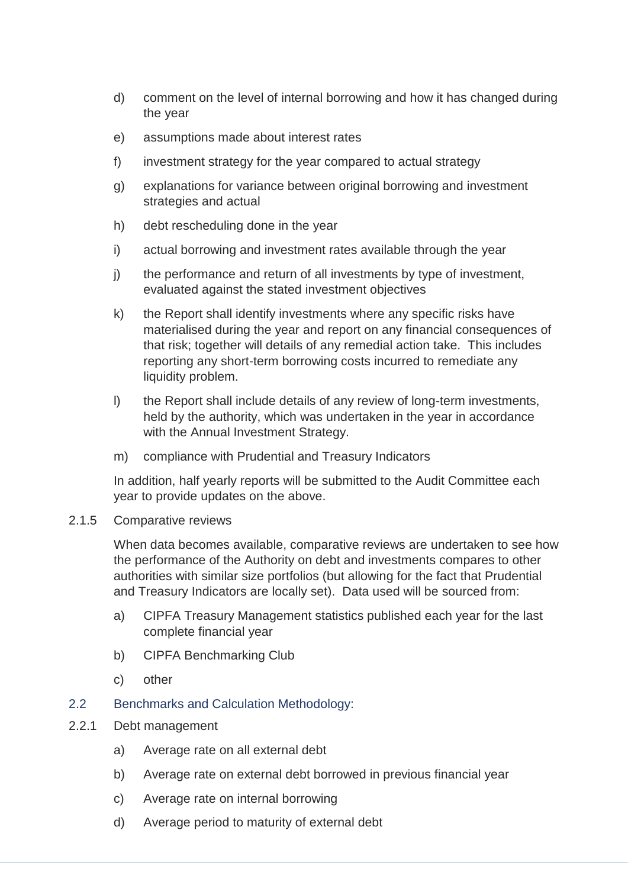d) comment on the level of internal borrowing and how it has changed during the year

e) assumptions made about interest rates

f) investment strategy for the year compared to actual strategy

g) explanations for variance between original borrowing and investment strategies and actual

h) debt rescheduling done in the year

i) actual borrowing and investment rates available through the year

j) the performance and return of all investments by type of investment, evaluated against the stated investment objectives

k) the Report shall identify investments where any specific risks have materialised during the year and report on any financial consequences of that risk; together will details of any remedial action take. This includes reporting any short-term borrowing costs incurred to remediate any liquidity problem.

l) the Report shall include details of any review of long-term investments, held by the authority, which was undertaken in the year in accordance with the Annual Investment Strategy.

m) compliance with Prudential and Treasury Indicators

In addition, half yearly reports will be submitted to the Audit Committee each year to provide updates on the above.

2.1.5 Comparative reviews

When data becomes available, comparative reviews are undertaken to see how the performance of the Authority on debt and investments compares to other authorities with similar size portfolios (but allowing for the fact that Prudential and Treasury Indicators are locally set). Data used will be sourced from:

a) CIPFA Treasury Management statistics published each year for the last complete financial year

b) CIPFA Benchmarking Club

c) other

## 2.2 Benchmarks and Calculation Methodology:

2.2.1 Debt management

a) Average rate on all external debt

b) Average rate on external debt borrowed in previous financial year

c) Average rate on internal borrowing

d) Average period to maturity of external debt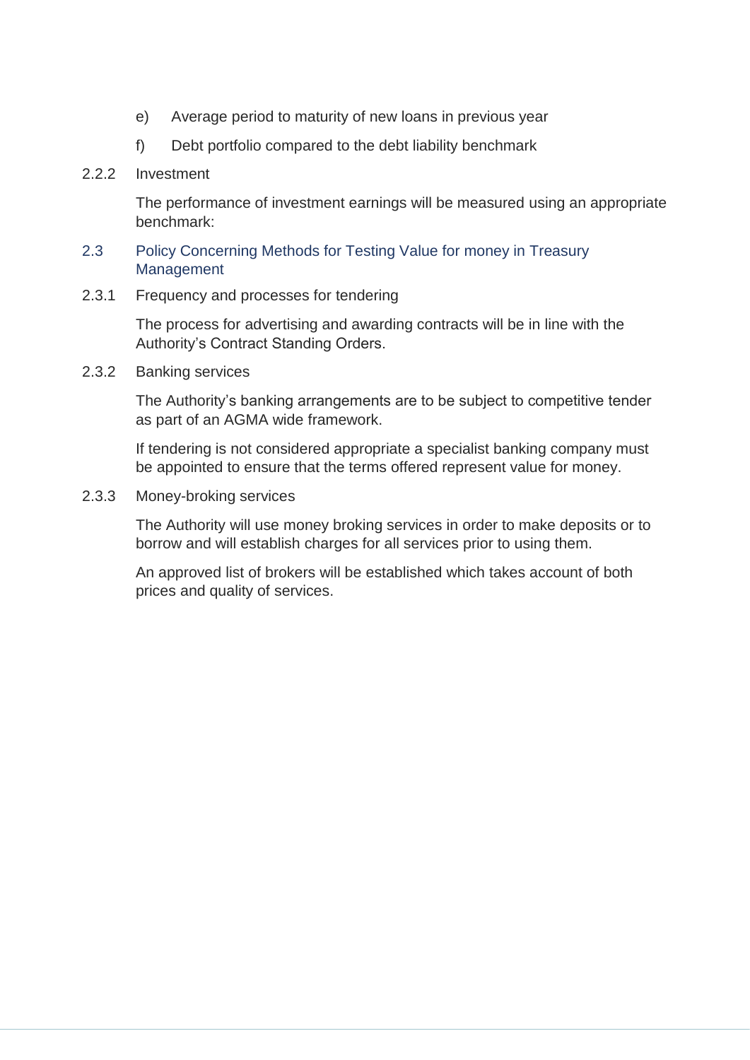e) Average period to maturity of new loans in previous year

f) Debt portfolio compared to the debt liability benchmark

2.2.2 Investment

The performance of investment earnings will be measured using an appropriate benchmark:

### 2.3 Policy Concerning Methods for Testing Value for money in Treasury Management

2.3.1 Frequency and processes for tendering

The process for advertising and awarding contracts will be in line with the Authority's Contract Standing Orders.

2.3.2 Banking services

The Authority's banking arrangements are to be subject to competitive tender as part of an AGMA wide framework.

If tendering is not considered appropriate a specialist banking company must be appointed to ensure that the terms offered represent value for money.

2.3.3 Money-broking services

The Authority will use money broking services in order to make deposits or to borrow and will establish charges for all services prior to using them.

An approved list of brokers will be established which takes account of both prices and quality of services.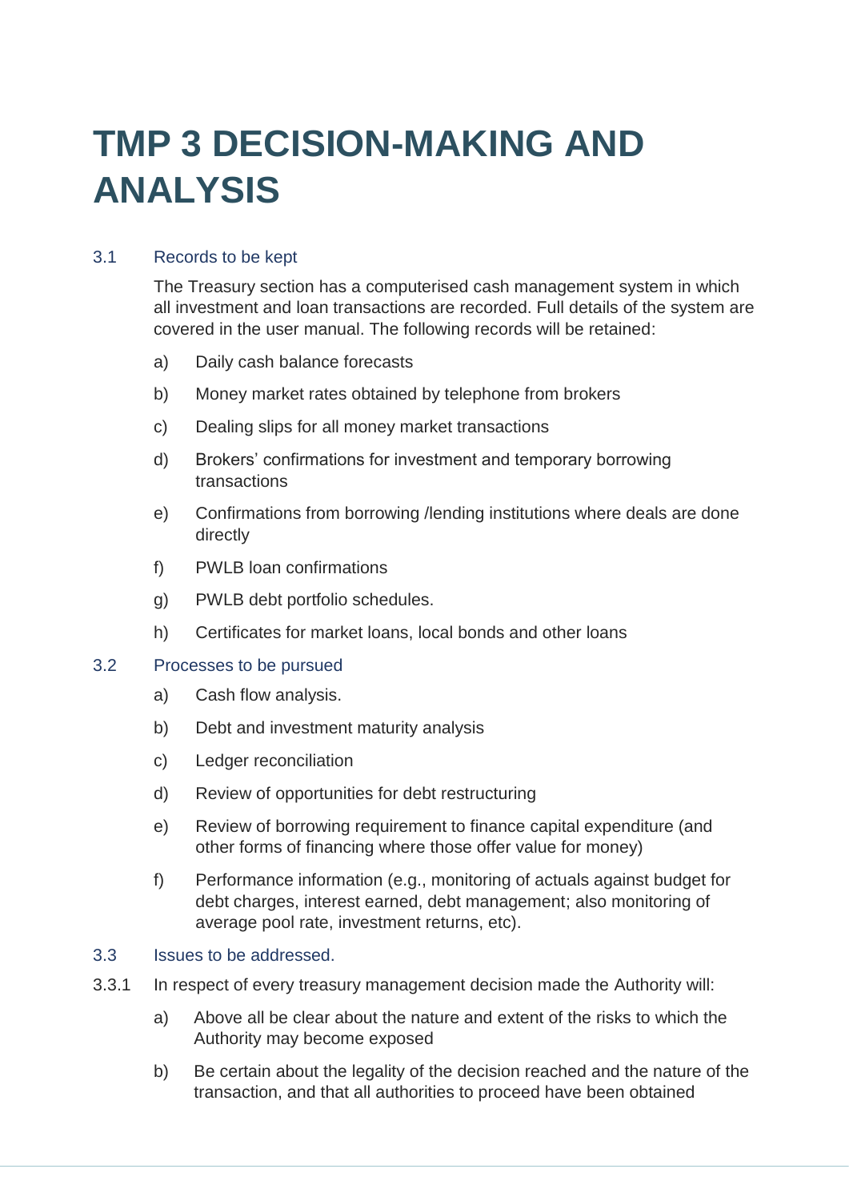# TMP 3 DECISION-MAKING AND ANALYSIS

## 3.1 Records to be kept

The Treasury section has a computerised cash management system in which all investment and loan transactions are recorded. Full details of the system are covered in the user manual. The following records will be retained:

a) Daily cash balance forecasts

b) Money market rates obtained by telephone from brokers

c) Dealing slips for all money market transactions

d) Brokers' confirmations for investment and temporary borrowing transactions

e) Confirmations from borrowing /lending institutions where deals are done directly

f) PWLB loan confirmations

g) PWLB debt portfolio schedules.

h) Certificates for market loans, local bonds and other loans

## 3.2 Processes to be pursued

a) Cash flow analysis.

b) Debt and investment maturity analysis

c) Ledger reconciliation

d) Review of opportunities for debt restructuring

e) Review of borrowing requirement to finance capital expenditure (and other forms of financing where those offer value for money)

f) Performance information (e.g., monitoring of actuals against budget for debt charges, interest earned, debt management; also monitoring of average pool rate, investment returns, etc).

## 3.3 Issues to be addressed.

3.3.1 In respect of every treasury management decision made the Authority will:

a) Above all be clear about the nature and extent of the risks to which the Authority may become exposed

b) Be certain about the legality of the decision reached and the nature of the transaction, and that all authorities to proceed have been obtained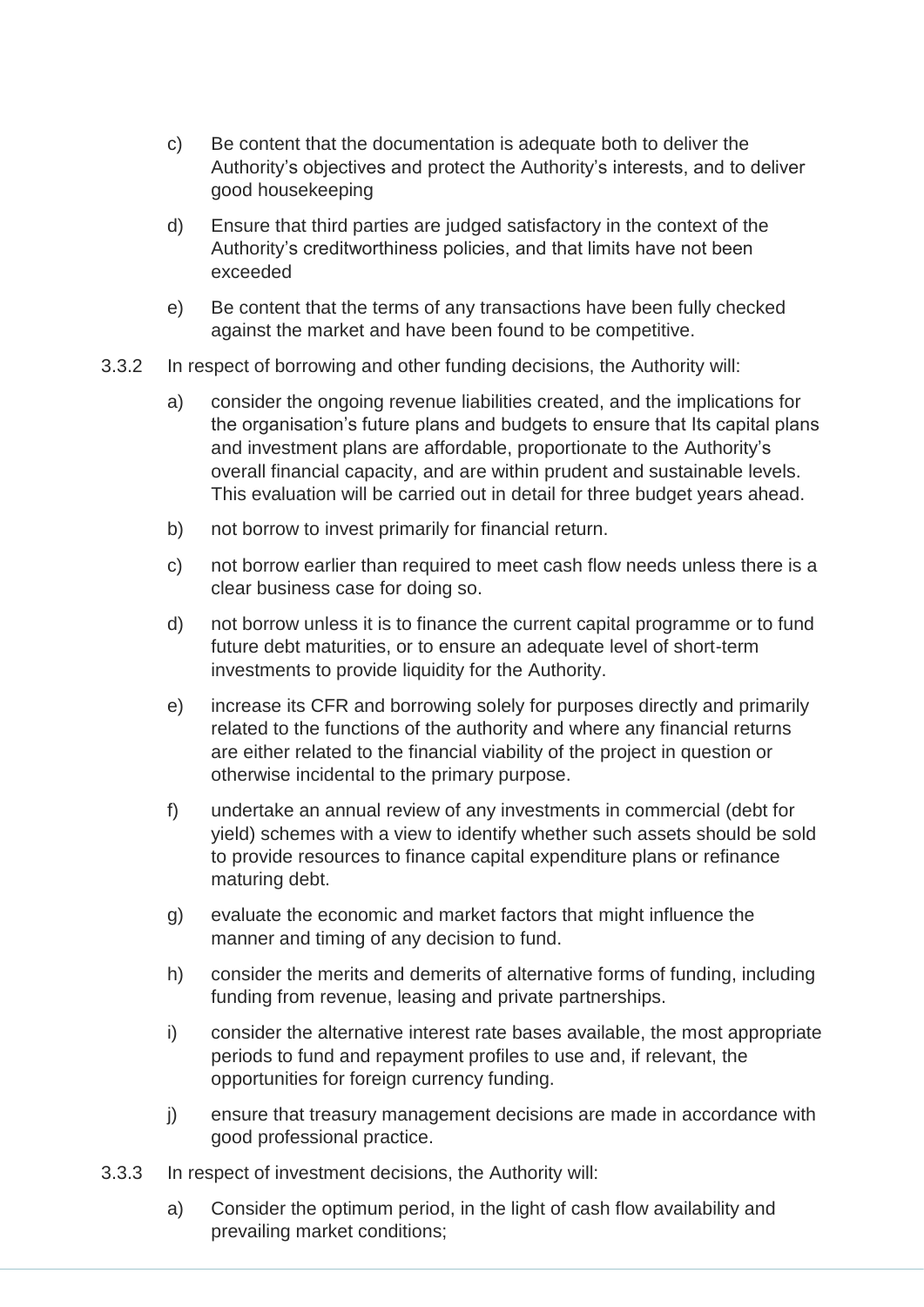c) Be content that the documentation is adequate both to deliver the Authority's objectives and protect the Authority's interests, and to deliver good housekeeping

d) Ensure that third parties are judged satisfactory in the context of the Authority's creditworthiness policies, and that limits have not been exceeded

e) Be content that the terms of any transactions have been fully checked against the market and have been found to be competitive.

3.3.2 In respect of borrowing and other funding decisions, the Authority will:

a) consider the ongoing revenue liabilities created, and the implications for the organisation's future plans and budgets to ensure that Its capital plans and investment plans are affordable, proportionate to the Authority's overall financial capacity, and are within prudent and sustainable levels. This evaluation will be carried out in detail for three budget years ahead.

b) not borrow to invest primarily for financial return.

c) not borrow earlier than required to meet cash flow needs unless there is a clear business case for doing so.

d) not borrow unless it is to finance the current capital programme or to fund future debt maturities, or to ensure an adequate level of short-term investments to provide liquidity for the Authority.

e) increase its CFR and borrowing solely for purposes directly and primarily related to the functions of the authority and where any financial returns are either related to the financial viability of the project in question or otherwise incidental to the primary purpose.

f) undertake an annual review of any investments in commercial (debt for yield) schemes with a view to identify whether such assets should be sold to provide resources to finance capital expenditure plans or refinance maturing debt.

g) evaluate the economic and market factors that might influence the manner and timing of any decision to fund.

h) consider the merits and demerits of alternative forms of funding, including funding from revenue, leasing and private partnerships.

i) consider the alternative interest rate bases available, the most appropriate periods to fund and repayment profiles to use and, if relevant, the opportunities for foreign currency funding.

j) ensure that treasury management decisions are made in accordance with good professional practice.

3.3.3 In respect of investment decisions, the Authority will:

a) Consider the optimum period, in the light of cash flow availability and prevailing market conditions;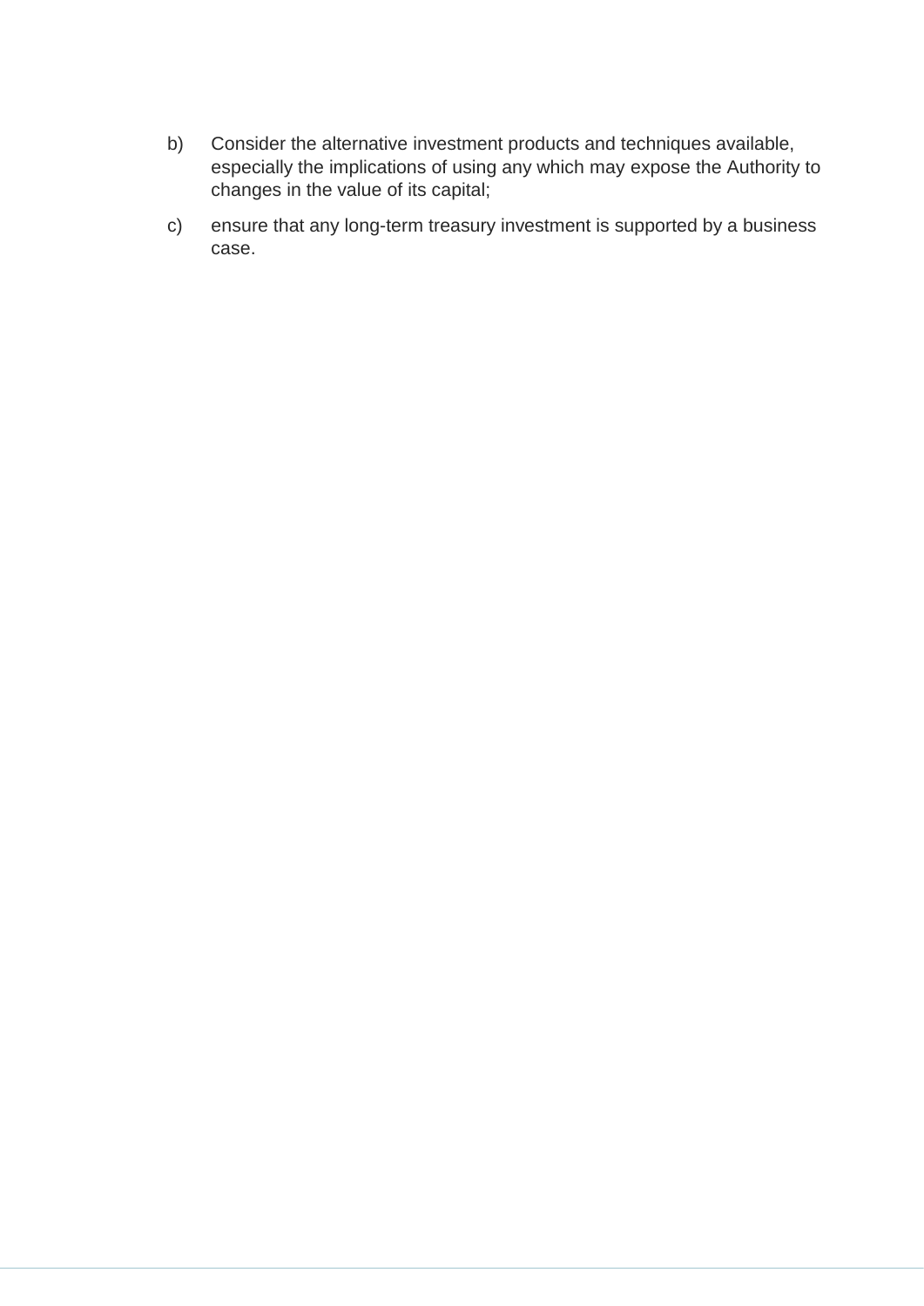b) Consider the alternative investment products and techniques available, especially the implications of using any which may expose the Authority to changes in the value of its capital;

c) ensure that any long-term treasury investment is supported by a business case.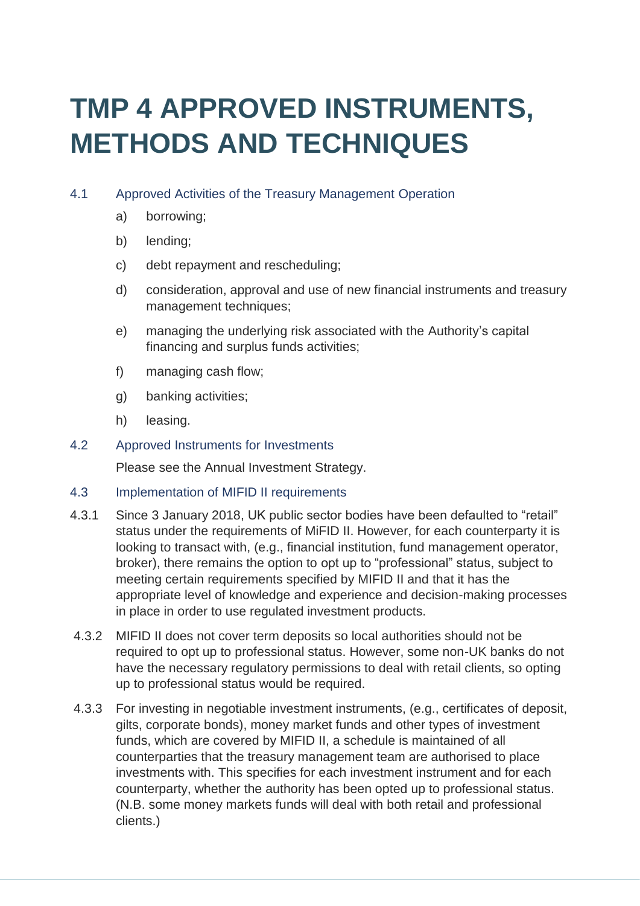# TMP 4 APPROVED INSTRUMENTS, METHODS AND TECHNIQUES

### 4.1 Approved Activities of the Treasury Management Operation

a) borrowing;

b) lending;

c) debt repayment and rescheduling;

d) consideration, approval and use of new financial instruments and treasury management techniques;

e) managing the underlying risk associated with the Authority's capital financing and surplus funds activities;

f) managing cash flow;

g) banking activities;

h) leasing.

### 4.2 Approved Instruments for Investments

Please see the Annual Investment Strategy.

### 4.3 Implementation of MIFID II requirements

4.3.1 Since 3 January 2018, UK public sector bodies have been defaulted to "retail" status under the requirements of MiFID II. However, for each counterparty it is looking to transact with, (e.g., financial institution, fund management operator, broker), there remains the option to opt up to "professional" status, subject to meeting certain requirements specified by MIFID II and that it has the appropriate level of knowledge and experience and decision-making processes in place in order to use regulated investment products.

4.3.2 MIFID II does not cover term deposits so local authorities should not be required to opt up to professional status. However, some non-UK banks do not have the necessary regulatory permissions to deal with retail clients, so opting up to professional status would be required.

4.3.3 For investing in negotiable investment instruments, (e.g., certificates of deposit, gilts, corporate bonds), money market funds and other types of investment funds, which are covered by MIFID II, a schedule is maintained of all counterparties that the treasury management team are authorised to place investments with. This specifies for each investment instrument and for each counterparty, whether the authority has been opted up to professional status. (N.B. some money markets funds will deal with both retail and professional clients.)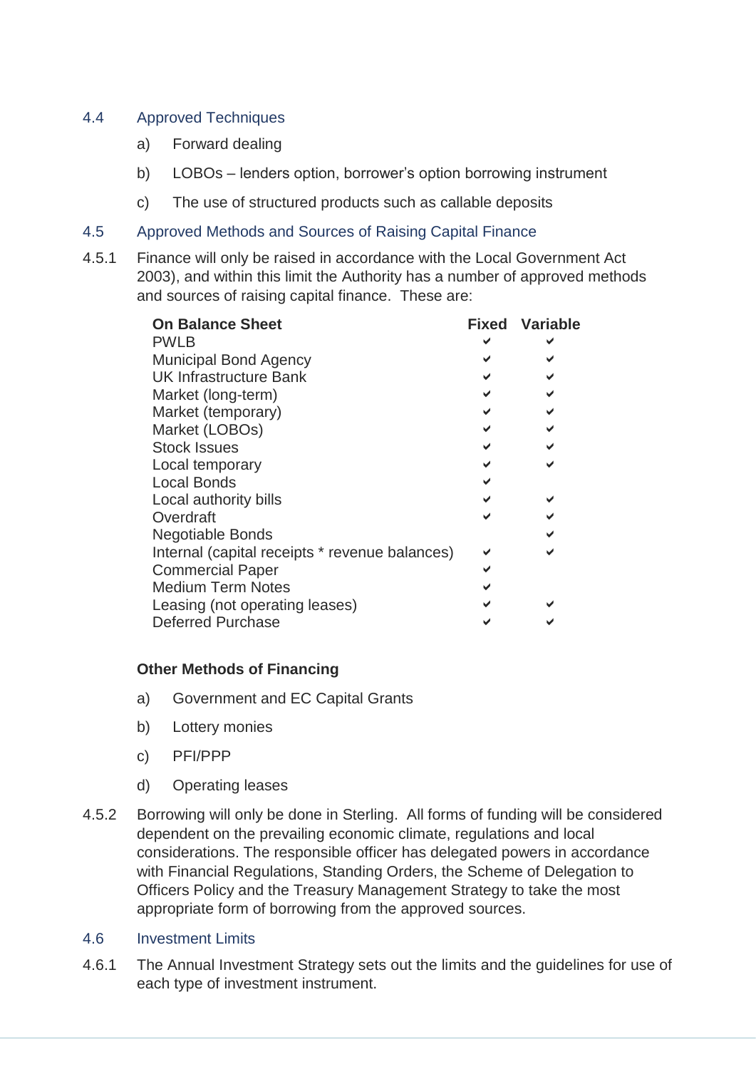## 4.4 Approved Techniques

a) Forward dealing

b) LOBOs – lenders option, borrower's option borrowing instrument

c) The use of structured products such as callable deposits

## 4.5 Approved Methods and Sources of Raising Capital Finance

4.5.1 Finance will only be raised in accordance with the Local Government Act 2003), and within this limit the Authority has a number of approved methods and sources of raising capital finance. These are:

| On Balance Sheet | Fixed | Variable |
|---|---|---|
| PWLB | ✔ | ✔ |
| Municipal Bond Agency | ✔ | ✔ |
| UK Infrastructure Bank | ✔ | ✔ |
| Market (long-term) | ✔ | ✔ |
| Market (temporary) | ✔ | ✔ |
| Market (LOBOs) | ✔ | ✔ |
| Stock Issues | ✔ | ✔ |
| Local temporary | ✔ | ✔ |
| Local Bonds | ✔ | |
| Local authority bills | ✔ | ✔ |
| Overdraft | ✔ | ✔ |
| Negotiable Bonds | | ✔ |
| Internal (capital receipts * revenue balances) | ✔ | ✔ |
| Commercial Paper | ✔ | |
| Medium Term Notes | ✔ | |
| Leasing (not operating leases) | ✔ | ✔ |
| Deferred Purchase | ✔ | ✔ |

**Other Methods of Financing**

a) Government and EC Capital Grants

b) Lottery monies

c) PFI/PPP

d) Operating leases

4.5.2 Borrowing will only be done in Sterling. All forms of funding will be considered dependent on the prevailing economic climate, regulations and local considerations. The responsible officer has delegated powers in accordance with Financial Regulations, Standing Orders, the Scheme of Delegation to Officers Policy and the Treasury Management Strategy to take the most appropriate form of borrowing from the approved sources.

## 4.6 Investment Limits

4.6.1 The Annual Investment Strategy sets out the limits and the guidelines for use of each type of investment instrument.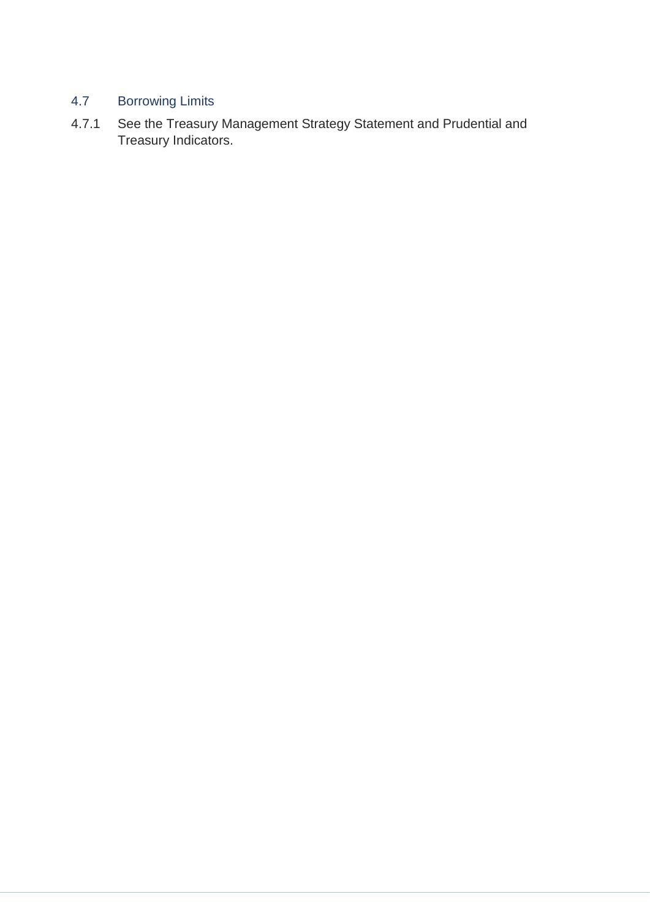### 4.7 Borrowing Limits

4.7.1 See the Treasury Management Strategy Statement and Prudential and Treasury Indicators.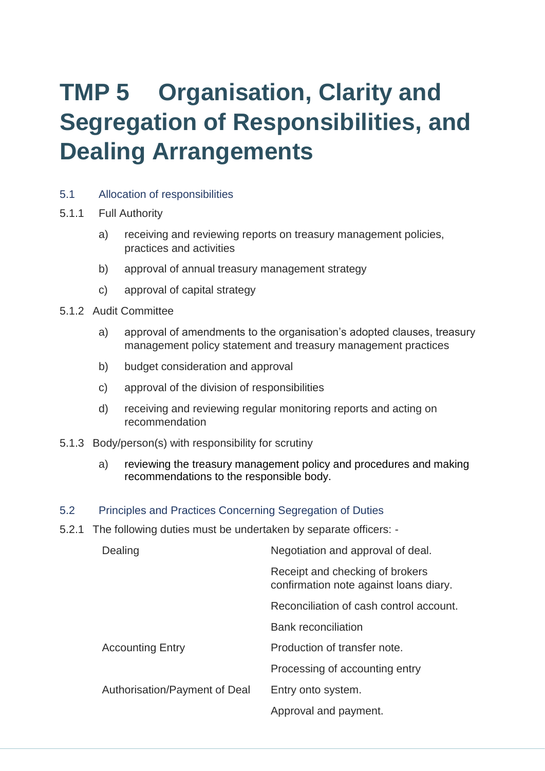# TMP 5 Organisation, Clarity and Segregation of Responsibilities, and Dealing Arrangements

## 5.1 Allocation of responsibilities

5.1.1 Full Authority

- a) receiving and reviewing reports on treasury management policies, practices and activities
- b) approval of annual treasury management strategy
- c) approval of capital strategy

5.1.2 Audit Committee

- a) approval of amendments to the organisation's adopted clauses, treasury management policy statement and treasury management practices
- b) budget consideration and approval
- c) approval of the division of responsibilities
- d) receiving and reviewing regular monitoring reports and acting on recommendation

5.1.3 Body/person(s) with responsibility for scrutiny

- a) reviewing the treasury management policy and procedures and making recommendations to the responsible body.

## 5.2 Principles and Practices Concerning Segregation of Duties

5.2.1 The following duties must be undertaken by separate officers: -

| | |
|---|---|
| Dealing | Negotiation and approval of deal. |
| | Receipt and checking of brokers confirmation note against loans diary. |
| | Reconciliation of cash control account. |
| | Bank reconciliation |
| Accounting Entry | Production of transfer note. |
| | Processing of accounting entry |
| Authorisation/Payment of Deal | Entry onto system. |
| | Approval and payment. |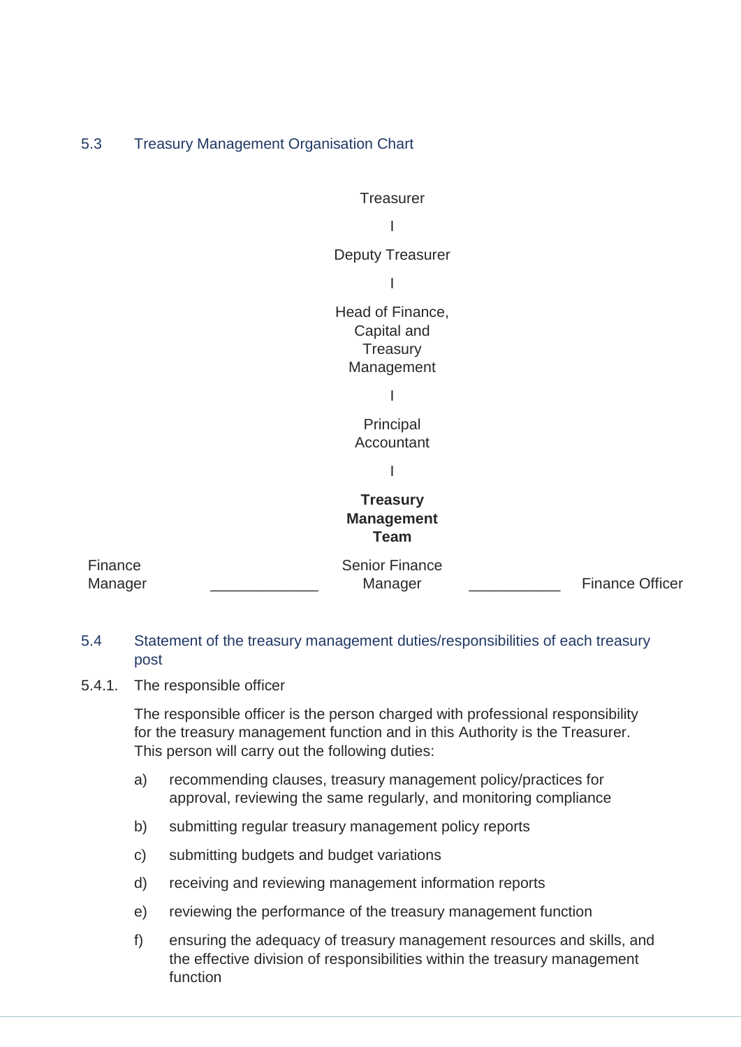### 5.3 Treasury Management Organisation Chart

Treasurer

I

Deputy Treasurer

I

Head of Finance, Capital and Treasury Management

I

Principal Accountant

I

**Treasury Management Team**

Finance Manager _____________ Senior Finance Manager ___________ Finance Officer

### 5.4 Statement of the treasury management duties/responsibilities of each treasury post

5.4.1. The responsible officer

The responsible officer is the person charged with professional responsibility for the treasury management function and in this Authority is the Treasurer. This person will carry out the following duties:

a) recommending clauses, treasury management policy/practices for approval, reviewing the same regularly, and monitoring compliance

b) submitting regular treasury management policy reports

c) submitting budgets and budget variations

d) receiving and reviewing management information reports

e) reviewing the performance of the treasury management function

f) ensuring the adequacy of treasury management resources and skills, and the effective division of responsibilities within the treasury management function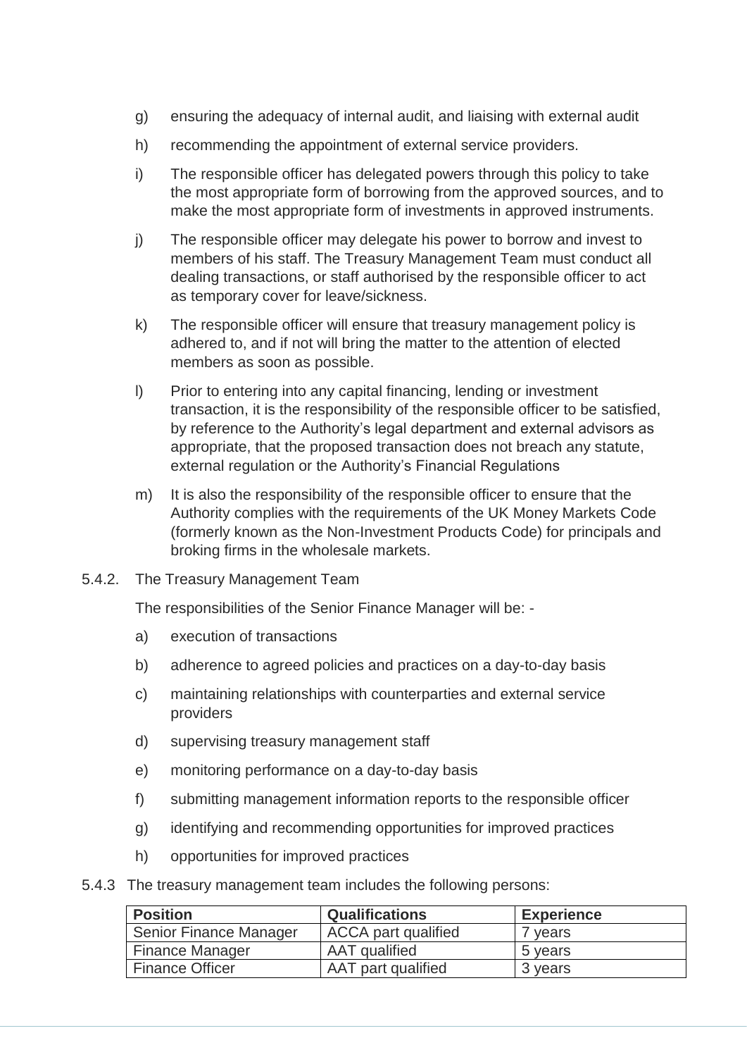g) ensuring the adequacy of internal audit, and liaising with external audit

h) recommending the appointment of external service providers.

i) The responsible officer has delegated powers through this policy to take the most appropriate form of borrowing from the approved sources, and to make the most appropriate form of investments in approved instruments.

j) The responsible officer may delegate his power to borrow and invest to members of his staff. The Treasury Management Team must conduct all dealing transactions, or staff authorised by the responsible officer to act as temporary cover for leave/sickness.

k) The responsible officer will ensure that treasury management policy is adhered to, and if not will bring the matter to the attention of elected members as soon as possible.

l) Prior to entering into any capital financing, lending or investment transaction, it is the responsibility of the responsible officer to be satisfied, by reference to the Authority's legal department and external advisors as appropriate, that the proposed transaction does not breach any statute, external regulation or the Authority's Financial Regulations

m) It is also the responsibility of the responsible officer to ensure that the Authority complies with the requirements of the UK Money Markets Code (formerly known as the Non-Investment Products Code) for principals and broking firms in the wholesale markets.

5.4.2. The Treasury Management Team

The responsibilities of the Senior Finance Manager will be: -

a) execution of transactions

b) adherence to agreed policies and practices on a day-to-day basis

c) maintaining relationships with counterparties and external service providers

d) supervising treasury management staff

e) monitoring performance on a day-to-day basis

f) submitting management information reports to the responsible officer

g) identifying and recommending opportunities for improved practices

h) opportunities for improved practices

5.4.3 The treasury management team includes the following persons:

| **Position** | **Qualifications** | **Experience** |
|---|---|---|
| Senior Finance Manager | ACCA part qualified | 7 years |
| Finance Manager | AAT qualified | 5 years |
| Finance Officer | AAT part qualified | 3 years |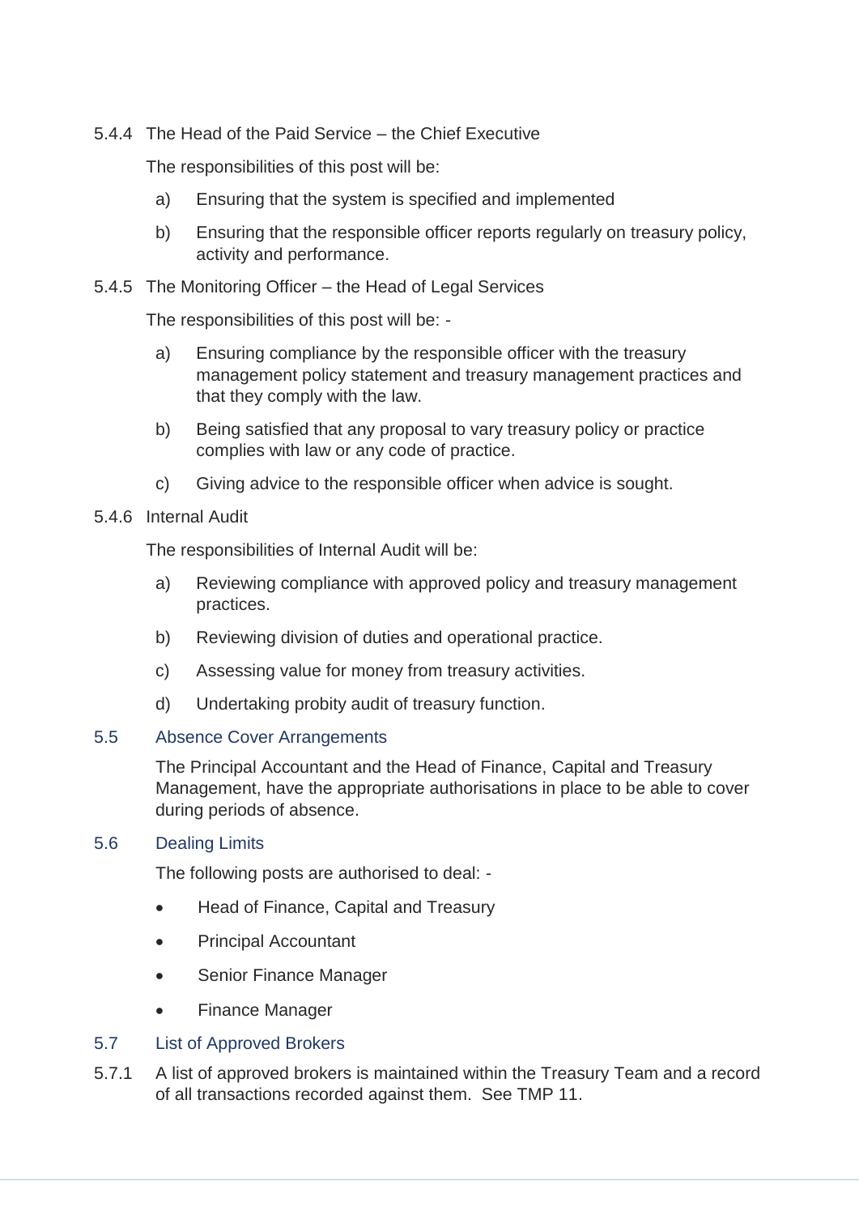#### 5.4.4 The Head of the Paid Service – the Chief Executive

The responsibilities of this post will be:

a) Ensuring that the system is specified and implemented

b) Ensuring that the responsible officer reports regularly on treasury policy, activity and performance.

#### 5.4.5 The Monitoring Officer – the Head of Legal Services

The responsibilities of this post will be: -

a) Ensuring compliance by the responsible officer with the treasury management policy statement and treasury management practices and that they comply with the law.

b) Being satisfied that any proposal to vary treasury policy or practice complies with law or any code of practice.

c) Giving advice to the responsible officer when advice is sought.

#### 5.4.6 Internal Audit

The responsibilities of Internal Audit will be:

a) Reviewing compliance with approved policy and treasury management practices.

b) Reviewing division of duties and operational practice.

c) Assessing value for money from treasury activities.

d) Undertaking probity audit of treasury function.

### 5.5 Absence Cover Arrangements

The Principal Accountant and the Head of Finance, Capital and Treasury Management, have the appropriate authorisations in place to be able to cover during periods of absence.

### 5.6 Dealing Limits

The following posts are authorised to deal: -

- Head of Finance, Capital and Treasury
- Principal Accountant
- Senior Finance Manager
- Finance Manager

### 5.7 List of Approved Brokers

5.7.1 A list of approved brokers is maintained within the Treasury Team and a record of all transactions recorded against them. See TMP 11.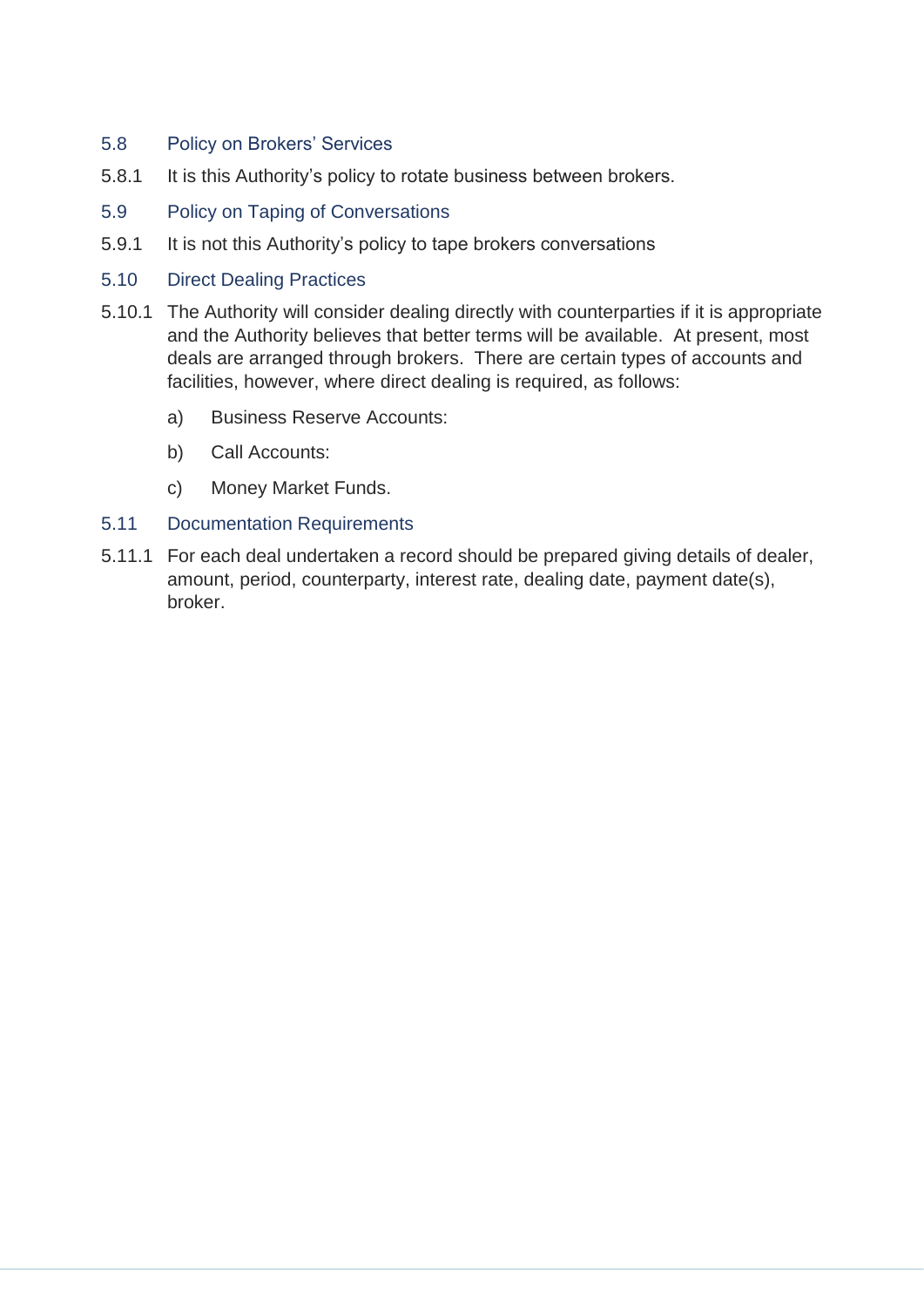### 5.8 Policy on Brokers' Services

5.8.1 It is this Authority's policy to rotate business between brokers.

### 5.9 Policy on Taping of Conversations

5.9.1 It is not this Authority's policy to tape brokers conversations

### 5.10 Direct Dealing Practices

5.10.1 The Authority will consider dealing directly with counterparties if it is appropriate and the Authority believes that better terms will be available. At present, most deals are arranged through brokers. There are certain types of accounts and facilities, however, where direct dealing is required, as follows:

a) Business Reserve Accounts:

b) Call Accounts:

c) Money Market Funds.

### 5.11 Documentation Requirements

5.11.1 For each deal undertaken a record should be prepared giving details of dealer, amount, period, counterparty, interest rate, dealing date, payment date(s), broker.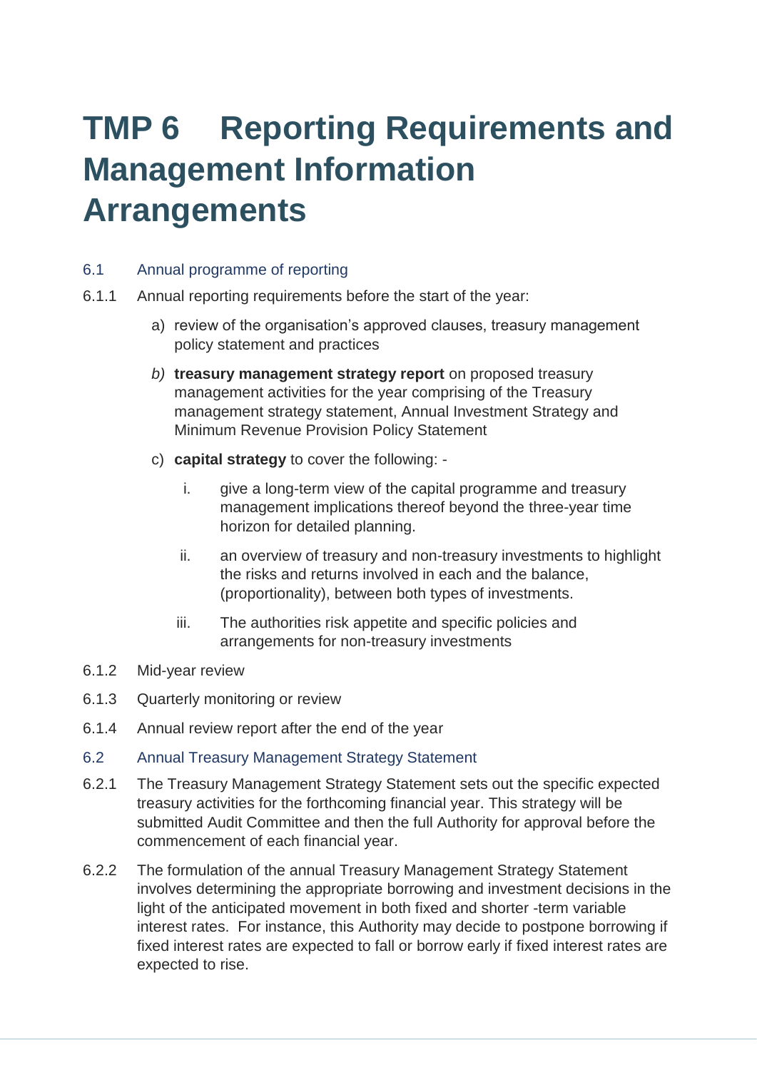# TMP 6 Reporting Requirements and Management Information Arrangements

## 6.1 Annual programme of reporting

6.1.1 Annual reporting requirements before the start of the year:

a) review of the organisation's approved clauses, treasury management policy statement and practices

*b)* **treasury management strategy report** on proposed treasury management activities for the year comprising of the Treasury management strategy statement, Annual Investment Strategy and Minimum Revenue Provision Policy Statement

c) **capital strategy** to cover the following: -

   i. give a long-term view of the capital programme and treasury management implications thereof beyond the three-year time horizon for detailed planning.

   ii. an overview of treasury and non-treasury investments to highlight the risks and returns involved in each and the balance, (proportionality), between both types of investments.

   iii. The authorities risk appetite and specific policies and arrangements for non-treasury investments

6.1.2 Mid-year review

6.1.3 Quarterly monitoring or review

6.1.4 Annual review report after the end of the year

## 6.2 Annual Treasury Management Strategy Statement

6.2.1 The Treasury Management Strategy Statement sets out the specific expected treasury activities for the forthcoming financial year. This strategy will be submitted Audit Committee and then the full Authority for approval before the commencement of each financial year.

6.2.2 The formulation of the annual Treasury Management Strategy Statement involves determining the appropriate borrowing and investment decisions in the light of the anticipated movement in both fixed and shorter -term variable interest rates. For instance, this Authority may decide to postpone borrowing if fixed interest rates are expected to fall or borrow early if fixed interest rates are expected to rise.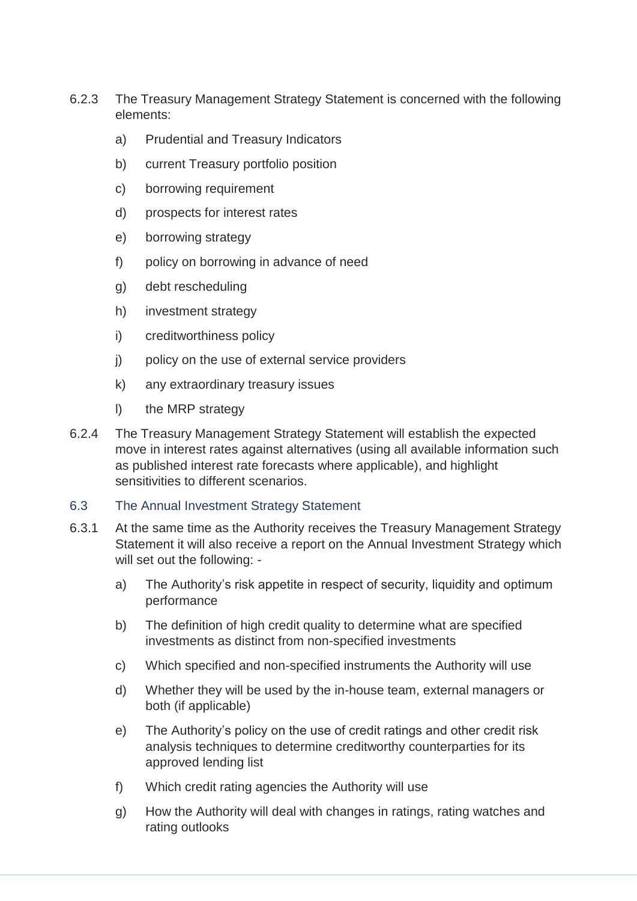6.2.3 The Treasury Management Strategy Statement is concerned with the following elements:

a) Prudential and Treasury Indicators

b) current Treasury portfolio position

c) borrowing requirement

d) prospects for interest rates

e) borrowing strategy

f) policy on borrowing in advance of need

g) debt rescheduling

h) investment strategy

i) creditworthiness policy

j) policy on the use of external service providers

k) any extraordinary treasury issues

l) the MRP strategy

6.2.4 The Treasury Management Strategy Statement will establish the expected move in interest rates against alternatives (using all available information such as published interest rate forecasts where applicable), and highlight sensitivities to different scenarios.

### 6.3 The Annual Investment Strategy Statement

6.3.1 At the same time as the Authority receives the Treasury Management Strategy Statement it will also receive a report on the Annual Investment Strategy which will set out the following: -

a) The Authority's risk appetite in respect of security, liquidity and optimum performance

b) The definition of high credit quality to determine what are specified investments as distinct from non-specified investments

c) Which specified and non-specified instruments the Authority will use

d) Whether they will be used by the in-house team, external managers or both (if applicable)

e) The Authority's policy on the use of credit ratings and other credit risk analysis techniques to determine creditworthy counterparties for its approved lending list

f) Which credit rating agencies the Authority will use

g) How the Authority will deal with changes in ratings, rating watches and rating outlooks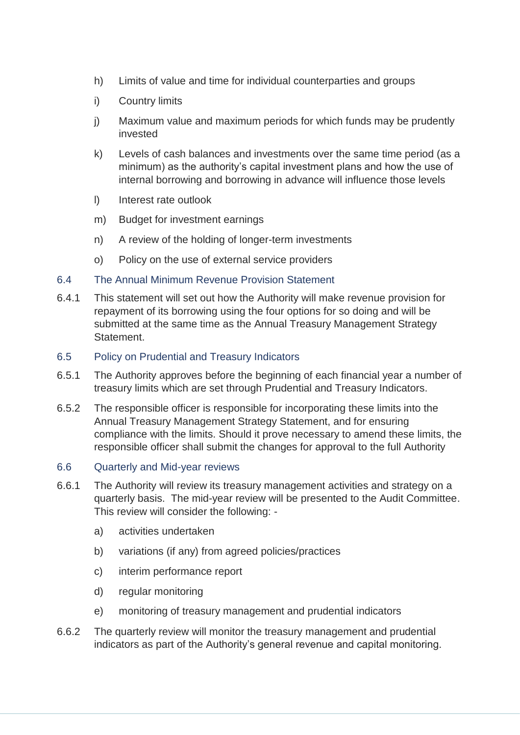h) Limits of value and time for individual counterparties and groups

i) Country limits

j) Maximum value and maximum periods for which funds may be prudently invested

k) Levels of cash balances and investments over the same time period (as a minimum) as the authority's capital investment plans and how the use of internal borrowing and borrowing in advance will influence those levels

l) Interest rate outlook

m) Budget for investment earnings

n) A review of the holding of longer-term investments

o) Policy on the use of external service providers

### 6.4 The Annual Minimum Revenue Provision Statement

6.4.1 This statement will set out how the Authority will make revenue provision for repayment of its borrowing using the four options for so doing and will be submitted at the same time as the Annual Treasury Management Strategy Statement.

### 6.5 Policy on Prudential and Treasury Indicators

6.5.1 The Authority approves before the beginning of each financial year a number of treasury limits which are set through Prudential and Treasury Indicators.

6.5.2 The responsible officer is responsible for incorporating these limits into the Annual Treasury Management Strategy Statement, and for ensuring compliance with the limits. Should it prove necessary to amend these limits, the responsible officer shall submit the changes for approval to the full Authority

### 6.6 Quarterly and Mid-year reviews

6.6.1 The Authority will review its treasury management activities and strategy on a quarterly basis. The mid-year review will be presented to the Audit Committee. This review will consider the following: -

a) activities undertaken

b) variations (if any) from agreed policies/practices

c) interim performance report

d) regular monitoring

e) monitoring of treasury management and prudential indicators

6.6.2 The quarterly review will monitor the treasury management and prudential indicators as part of the Authority's general revenue and capital monitoring.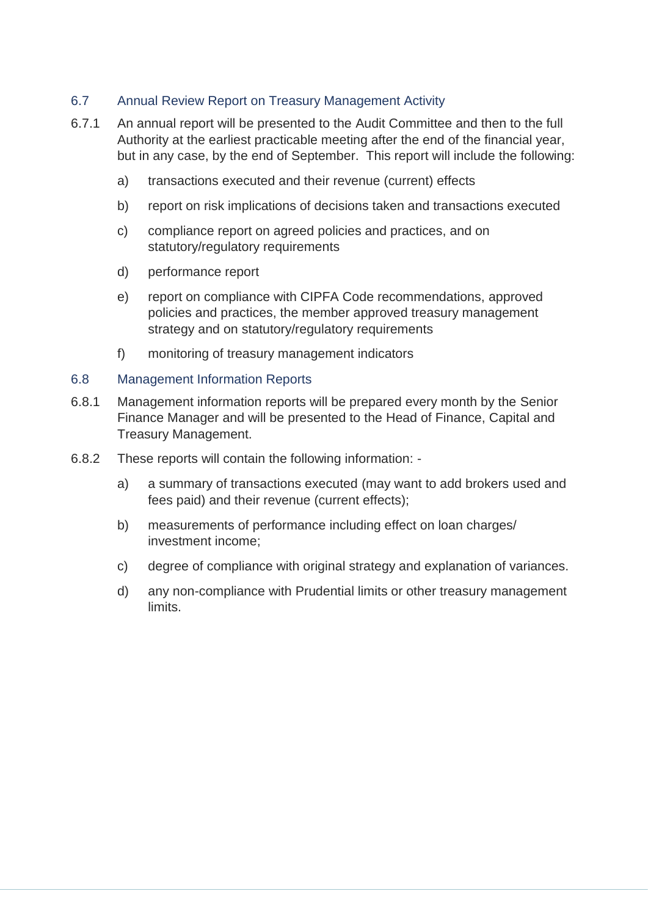### 6.7 Annual Review Report on Treasury Management Activity

6.7.1 An annual report will be presented to the Audit Committee and then to the full Authority at the earliest practicable meeting after the end of the financial year, but in any case, by the end of September. This report will include the following:

a) transactions executed and their revenue (current) effects

b) report on risk implications of decisions taken and transactions executed

c) compliance report on agreed policies and practices, and on statutory/regulatory requirements

d) performance report

e) report on compliance with CIPFA Code recommendations, approved policies and practices, the member approved treasury management strategy and on statutory/regulatory requirements

f) monitoring of treasury management indicators

### 6.8 Management Information Reports

6.8.1 Management information reports will be prepared every month by the Senior Finance Manager and will be presented to the Head of Finance, Capital and Treasury Management.

6.8.2 These reports will contain the following information: -

a) a summary of transactions executed (may want to add brokers used and fees paid) and their revenue (current effects);

b) measurements of performance including effect on loan charges/ investment income;

c) degree of compliance with original strategy and explanation of variances.

d) any non-compliance with Prudential limits or other treasury management limits.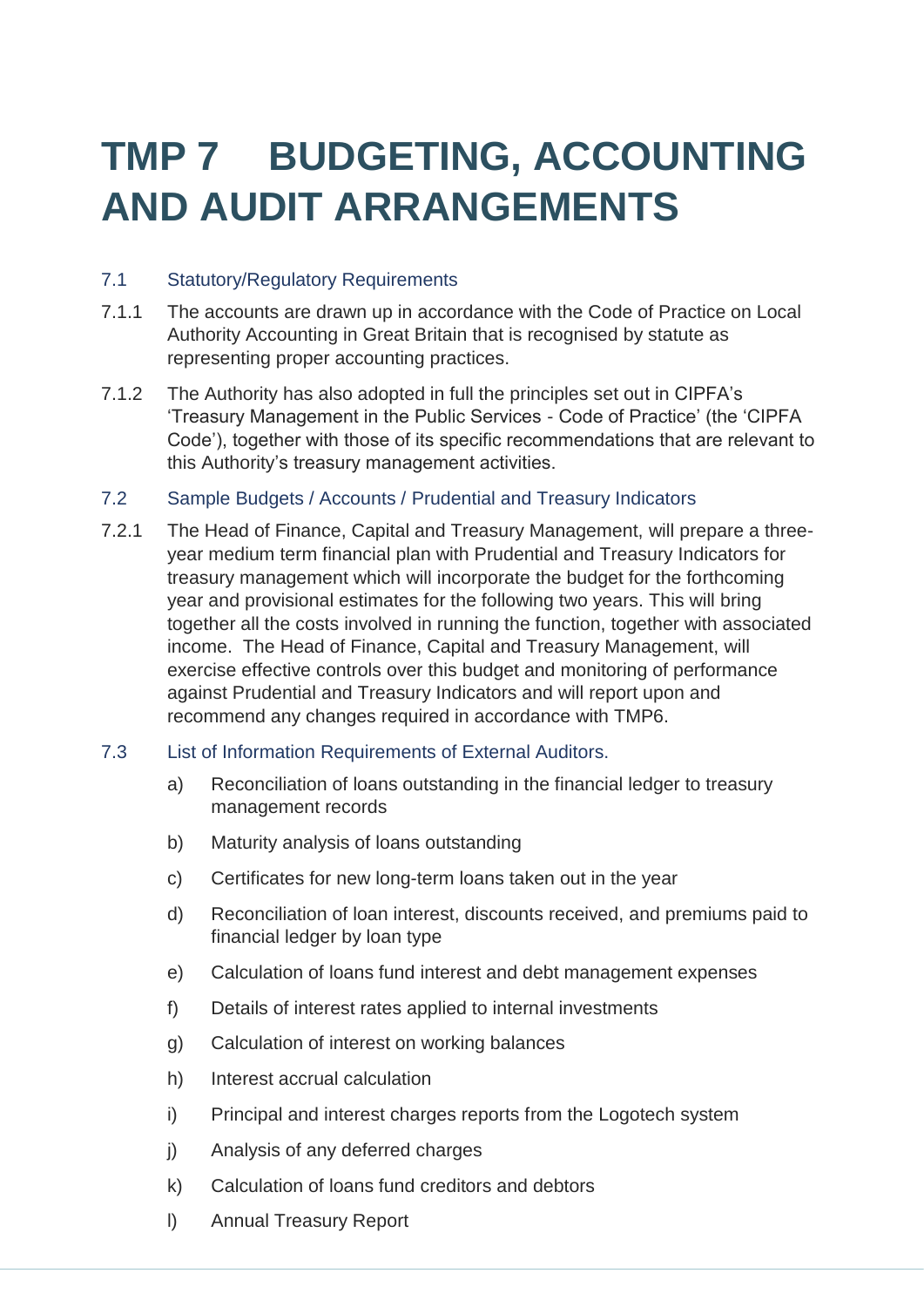# TMP 7 BUDGETING, ACCOUNTING AND AUDIT ARRANGEMENTS

## 7.1 Statutory/Regulatory Requirements

7.1.1 The accounts are drawn up in accordance with the Code of Practice on Local Authority Accounting in Great Britain that is recognised by statute as representing proper accounting practices.

7.1.2 The Authority has also adopted in full the principles set out in CIPFA's 'Treasury Management in the Public Services - Code of Practice' (the 'CIPFA Code'), together with those of its specific recommendations that are relevant to this Authority's treasury management activities.

## 7.2 Sample Budgets / Accounts / Prudential and Treasury Indicators

7.2.1 The Head of Finance, Capital and Treasury Management, will prepare a three-year medium term financial plan with Prudential and Treasury Indicators for treasury management which will incorporate the budget for the forthcoming year and provisional estimates for the following two years. This will bring together all the costs involved in running the function, together with associated income. The Head of Finance, Capital and Treasury Management, will exercise effective controls over this budget and monitoring of performance against Prudential and Treasury Indicators and will report upon and recommend any changes required in accordance with TMP6.

## 7.3 List of Information Requirements of External Auditors.

a) Reconciliation of loans outstanding in the financial ledger to treasury management records

b) Maturity analysis of loans outstanding

c) Certificates for new long-term loans taken out in the year

d) Reconciliation of loan interest, discounts received, and premiums paid to financial ledger by loan type

e) Calculation of loans fund interest and debt management expenses

f) Details of interest rates applied to internal investments

g) Calculation of interest on working balances

h) Interest accrual calculation

i) Principal and interest charges reports from the Logotech system

j) Analysis of any deferred charges

k) Calculation of loans fund creditors and debtors

l) Annual Treasury Report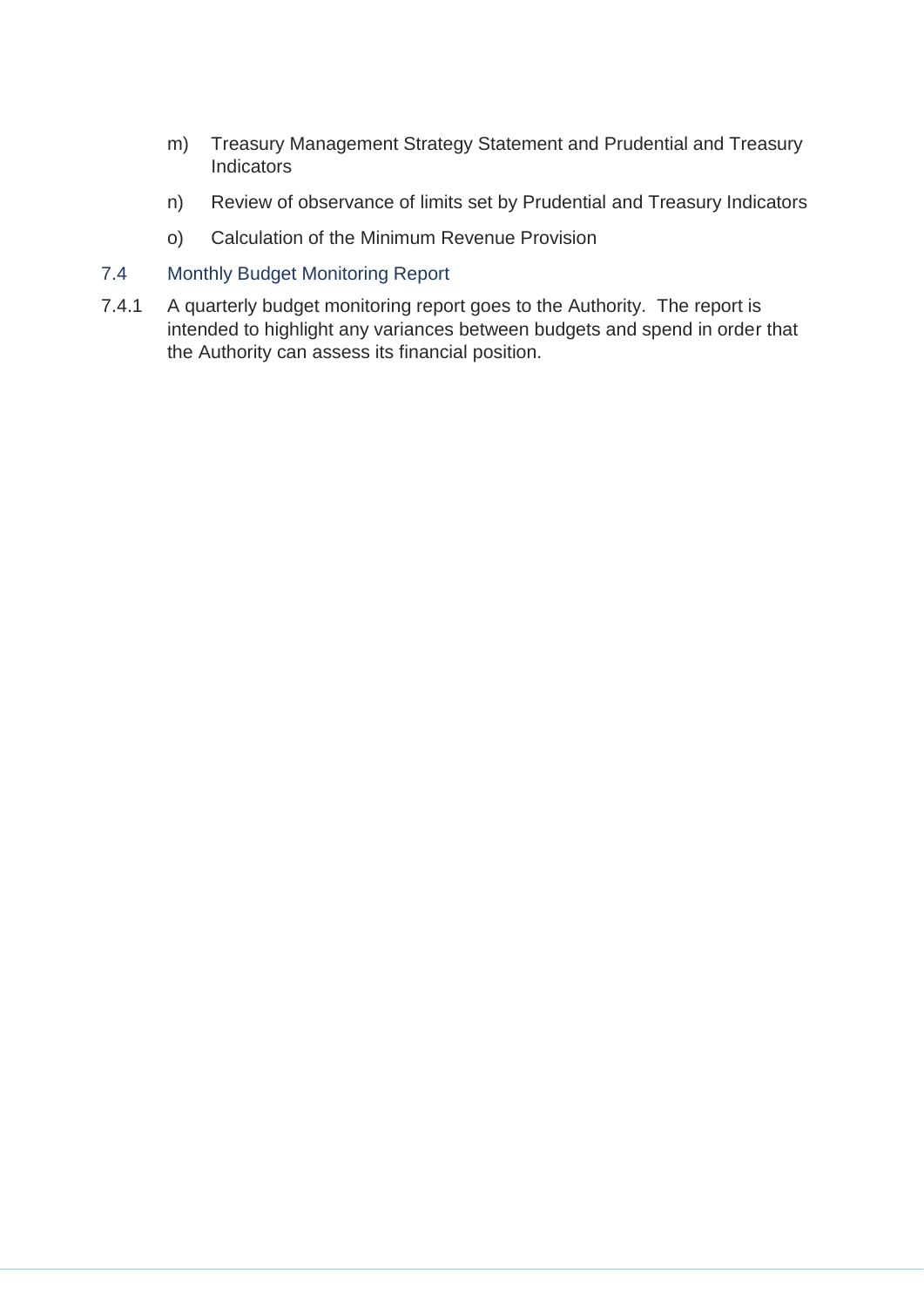m) Treasury Management Strategy Statement and Prudential and Treasury Indicators

n) Review of observance of limits set by Prudential and Treasury Indicators

o) Calculation of the Minimum Revenue Provision

### 7.4 Monthly Budget Monitoring Report

7.4.1 A quarterly budget monitoring report goes to the Authority. The report is intended to highlight any variances between budgets and spend in order that the Authority can assess its financial position.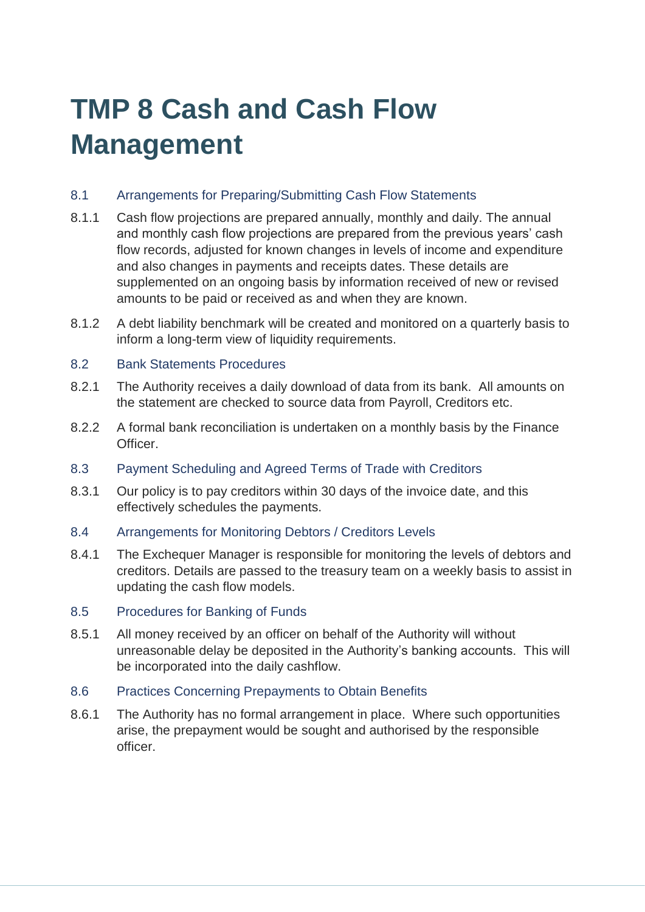# TMP 8 Cash and Cash Flow Management

## 8.1 Arrangements for Preparing/Submitting Cash Flow Statements

8.1.1 Cash flow projections are prepared annually, monthly and daily. The annual and monthly cash flow projections are prepared from the previous years' cash flow records, adjusted for known changes in levels of income and expenditure and also changes in payments and receipts dates. These details are supplemented on an ongoing basis by information received of new or revised amounts to be paid or received as and when they are known.

8.1.2 A debt liability benchmark will be created and monitored on a quarterly basis to inform a long-term view of liquidity requirements.

## 8.2 Bank Statements Procedures

8.2.1 The Authority receives a daily download of data from its bank. All amounts on the statement are checked to source data from Payroll, Creditors etc.

8.2.2 A formal bank reconciliation is undertaken on a monthly basis by the Finance Officer.

## 8.3 Payment Scheduling and Agreed Terms of Trade with Creditors

8.3.1 Our policy is to pay creditors within 30 days of the invoice date, and this effectively schedules the payments.

## 8.4 Arrangements for Monitoring Debtors / Creditors Levels

8.4.1 The Exchequer Manager is responsible for monitoring the levels of debtors and creditors. Details are passed to the treasury team on a weekly basis to assist in updating the cash flow models.

## 8.5 Procedures for Banking of Funds

8.5.1 All money received by an officer on behalf of the Authority will without unreasonable delay be deposited in the Authority's banking accounts. This will be incorporated into the daily cashflow.

## 8.6 Practices Concerning Prepayments to Obtain Benefits

8.6.1 The Authority has no formal arrangement in place. Where such opportunities arise, the prepayment would be sought and authorised by the responsible officer.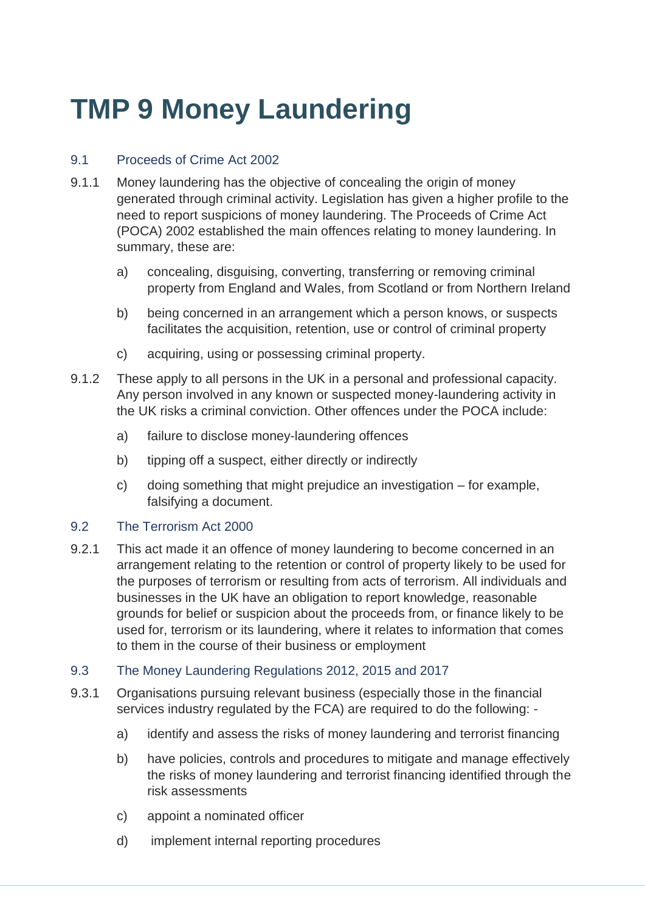# TMP 9 Money Laundering

## 9.1 Proceeds of Crime Act 2002

9.1.1 Money laundering has the objective of concealing the origin of money generated through criminal activity. Legislation has given a higher profile to the need to report suspicions of money laundering. The Proceeds of Crime Act (POCA) 2002 established the main offences relating to money laundering. In summary, these are:

a) concealing, disguising, converting, transferring or removing criminal property from England and Wales, from Scotland or from Northern Ireland

b) being concerned in an arrangement which a person knows, or suspects facilitates the acquisition, retention, use or control of criminal property

c) acquiring, using or possessing criminal property.

9.1.2 These apply to all persons in the UK in a personal and professional capacity. Any person involved in any known or suspected money-laundering activity in the UK risks a criminal conviction. Other offences under the POCA include:

a) failure to disclose money-laundering offences

b) tipping off a suspect, either directly or indirectly

c) doing something that might prejudice an investigation – for example, falsifying a document.

## 9.2 The Terrorism Act 2000

9.2.1 This act made it an offence of money laundering to become concerned in an arrangement relating to the retention or control of property likely to be used for the purposes of terrorism or resulting from acts of terrorism. All individuals and businesses in the UK have an obligation to report knowledge, reasonable grounds for belief or suspicion about the proceeds from, or finance likely to be used for, terrorism or its laundering, where it relates to information that comes to them in the course of their business or employment

## 9.3 The Money Laundering Regulations 2012, 2015 and 2017

9.3.1 Organisations pursuing relevant business (especially those in the financial services industry regulated by the FCA) are required to do the following: -

a) identify and assess the risks of money laundering and terrorist financing

b) have policies, controls and procedures to mitigate and manage effectively the risks of money laundering and terrorist financing identified through the risk assessments

c) appoint a nominated officer

d) implement internal reporting procedures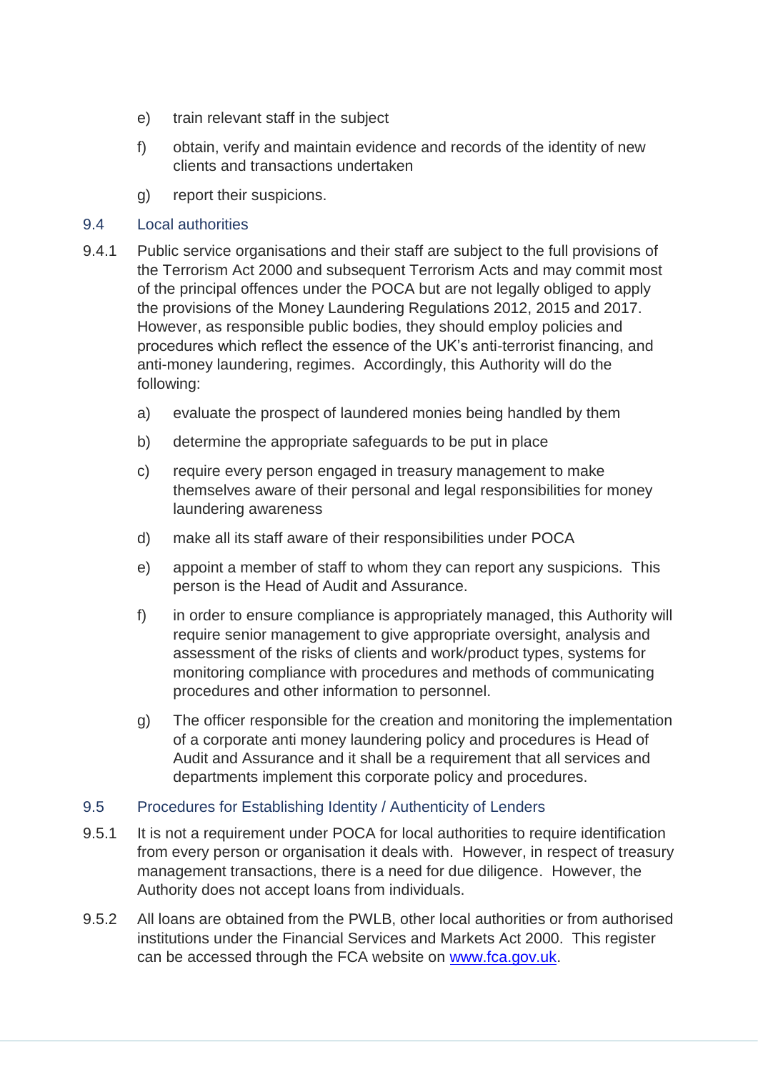e) train relevant staff in the subject

f) obtain, verify and maintain evidence and records of the identity of new clients and transactions undertaken

g) report their suspicions.

### 9.4 Local authorities

9.4.1 Public service organisations and their staff are subject to the full provisions of the Terrorism Act 2000 and subsequent Terrorism Acts and may commit most of the principal offences under the POCA but are not legally obliged to apply the provisions of the Money Laundering Regulations 2012, 2015 and 2017. However, as responsible public bodies, they should employ policies and procedures which reflect the essence of the UK's anti-terrorist financing, and anti-money laundering, regimes. Accordingly, this Authority will do the following:

a) evaluate the prospect of laundered monies being handled by them

b) determine the appropriate safeguards to be put in place

c) require every person engaged in treasury management to make themselves aware of their personal and legal responsibilities for money laundering awareness

d) make all its staff aware of their responsibilities under POCA

e) appoint a member of staff to whom they can report any suspicions. This person is the Head of Audit and Assurance.

f) in order to ensure compliance is appropriately managed, this Authority will require senior management to give appropriate oversight, analysis and assessment of the risks of clients and work/product types, systems for monitoring compliance with procedures and methods of communicating procedures and other information to personnel.

g) The officer responsible for the creation and monitoring the implementation of a corporate anti money laundering policy and procedures is Head of Audit and Assurance and it shall be a requirement that all services and departments implement this corporate policy and procedures.

### 9.5 Procedures for Establishing Identity / Authenticity of Lenders

9.5.1 It is not a requirement under POCA for local authorities to require identification from every person or organisation it deals with. However, in respect of treasury management transactions, there is a need for due diligence. However, the Authority does not accept loans from individuals.

9.5.2 All loans are obtained from the PWLB, other local authorities or from authorised institutions under the Financial Services and Markets Act 2000. This register can be accessed through the FCA website on [www.fca.gov.uk](http://www.fca.gov.uk).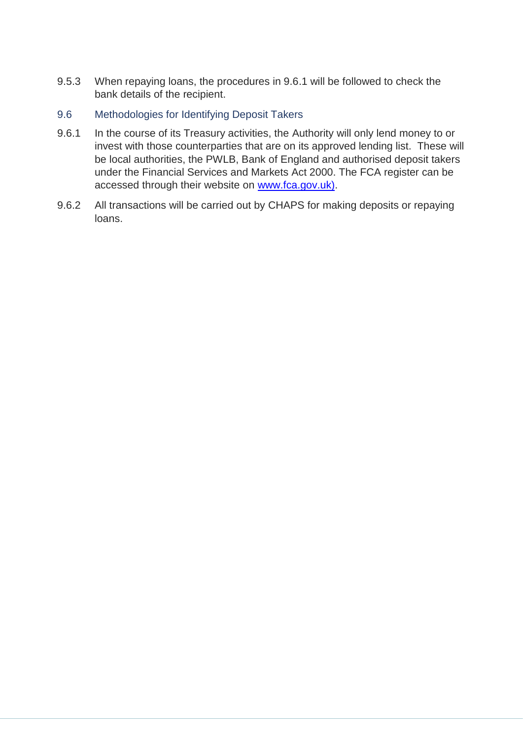9.5.3 When repaying loans, the procedures in 9.6.1 will be followed to check the bank details of the recipient.

### 9.6 Methodologies for Identifying Deposit Takers

9.6.1 In the course of its Treasury activities, the Authority will only lend money to or invest with those counterparties that are on its approved lending list. These will be local authorities, the PWLB, Bank of England and authorised deposit takers under the Financial Services and Markets Act 2000. The FCA register can be accessed through their website on www.fca.gov.uk).

9.6.2 All transactions will be carried out by CHAPS for making deposits or repaying loans.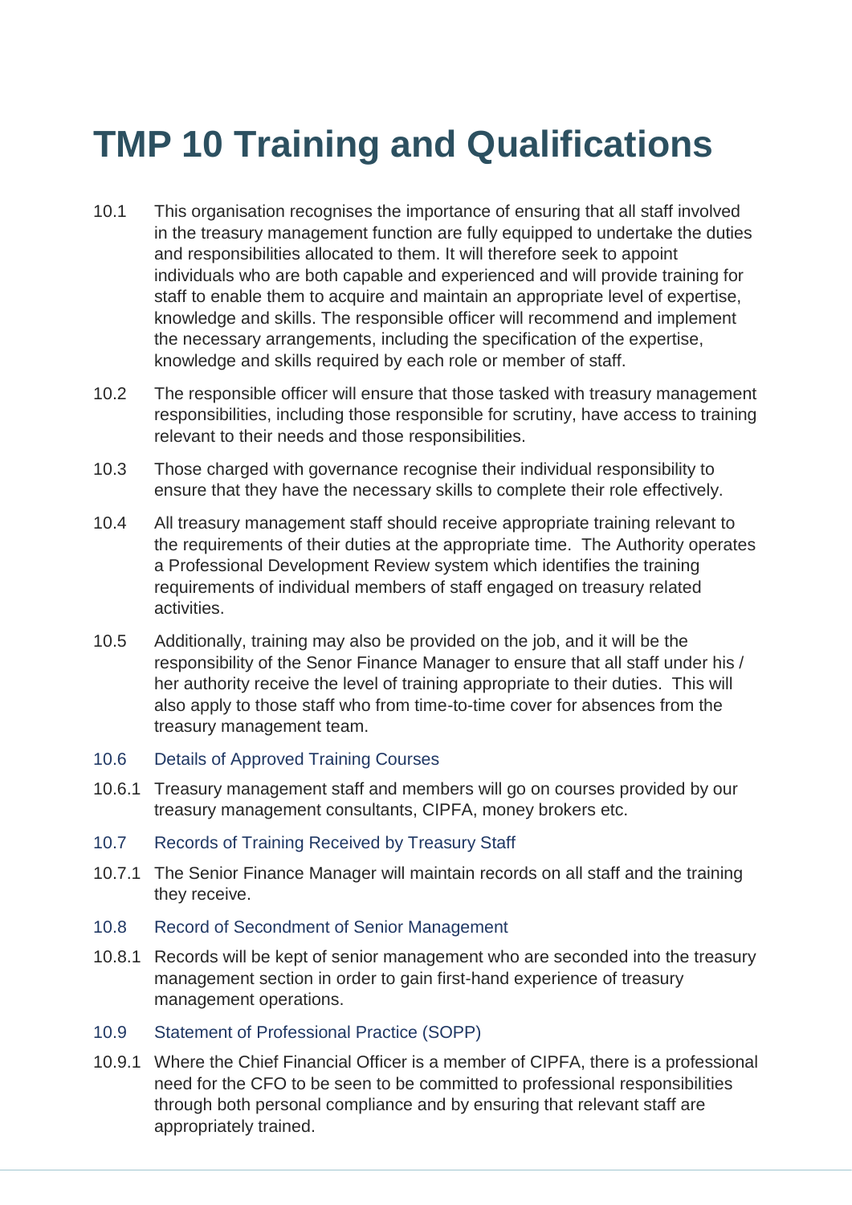# TMP 10 Training and Qualifications

10.1 This organisation recognises the importance of ensuring that all staff involved in the treasury management function are fully equipped to undertake the duties and responsibilities allocated to them. It will therefore seek to appoint individuals who are both capable and experienced and will provide training for staff to enable them to acquire and maintain an appropriate level of expertise, knowledge and skills. The responsible officer will recommend and implement the necessary arrangements, including the specification of the expertise, knowledge and skills required by each role or member of staff.

10.2 The responsible officer will ensure that those tasked with treasury management responsibilities, including those responsible for scrutiny, have access to training relevant to their needs and those responsibilities.

10.3 Those charged with governance recognise their individual responsibility to ensure that they have the necessary skills to complete their role effectively.

10.4 All treasury management staff should receive appropriate training relevant to the requirements of their duties at the appropriate time. The Authority operates a Professional Development Review system which identifies the training requirements of individual members of staff engaged on treasury related activities.

10.5 Additionally, training may also be provided on the job, and it will be the responsibility of the Senor Finance Manager to ensure that all staff under his / her authority receive the level of training appropriate to their duties. This will also apply to those staff who from time-to-time cover for absences from the treasury management team.

## 10.6 Details of Approved Training Courses

10.6.1 Treasury management staff and members will go on courses provided by our treasury management consultants, CIPFA, money brokers etc.

## 10.7 Records of Training Received by Treasury Staff

10.7.1 The Senior Finance Manager will maintain records on all staff and the training they receive.

## 10.8 Record of Secondment of Senior Management

10.8.1 Records will be kept of senior management who are seconded into the treasury management section in order to gain first-hand experience of treasury management operations.

## 10.9 Statement of Professional Practice (SOPP)

10.9.1 Where the Chief Financial Officer is a member of CIPFA, there is a professional need for the CFO to be seen to be committed to professional responsibilities through both personal compliance and by ensuring that relevant staff are appropriately trained.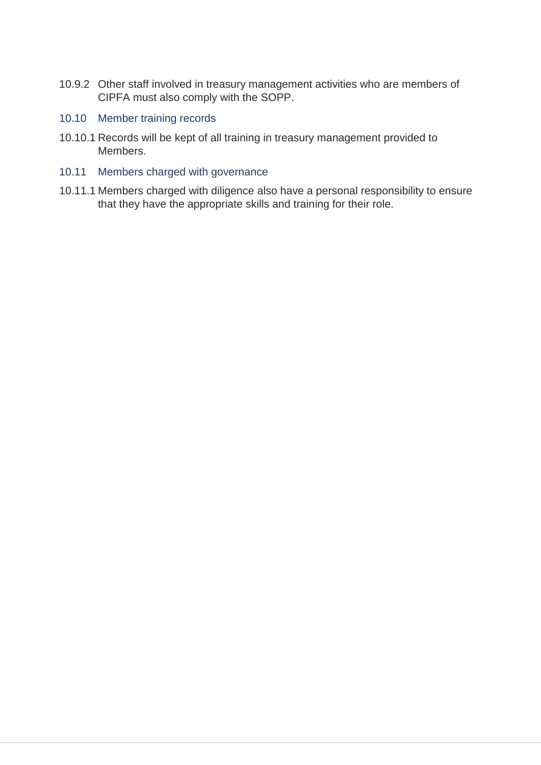10.9.2 Other staff involved in treasury management activities who are members of CIPFA must also comply with the SOPP.

### 10.10 Member training records

10.10.1 Records will be kept of all training in treasury management provided to Members.

### 10.11 Members charged with governance

10.11.1 Members charged with diligence also have a personal responsibility to ensure that they have the appropriate skills and training for their role.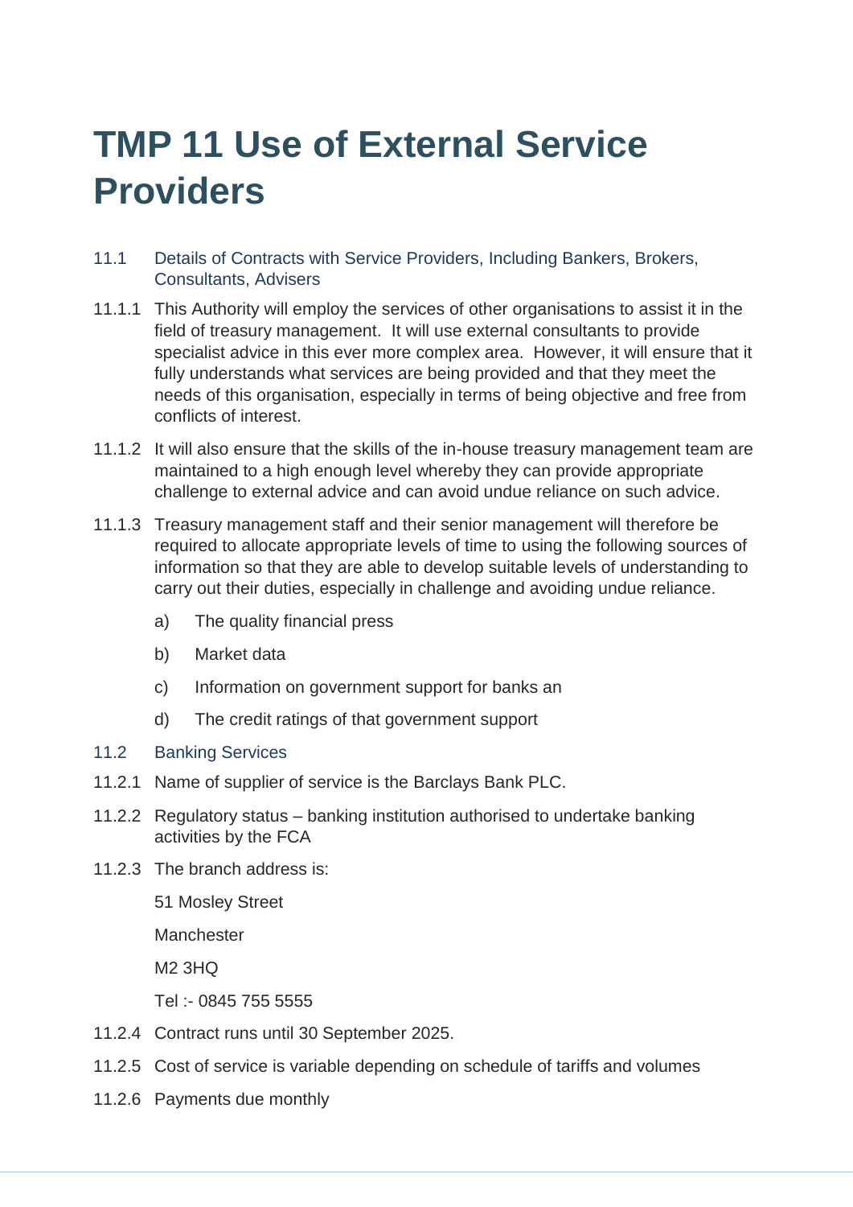# TMP 11 Use of External Service Providers

## 11.1 Details of Contracts with Service Providers, Including Bankers, Brokers, Consultants, Advisers

11.1.1 This Authority will employ the services of other organisations to assist it in the field of treasury management. It will use external consultants to provide specialist advice in this ever more complex area. However, it will ensure that it fully understands what services are being provided and that they meet the needs of this organisation, especially in terms of being objective and free from conflicts of interest.

11.1.2 It will also ensure that the skills of the in-house treasury management team are maintained to a high enough level whereby they can provide appropriate challenge to external advice and can avoid undue reliance on such advice.

11.1.3 Treasury management staff and their senior management will therefore be required to allocate appropriate levels of time to using the following sources of information so that they are able to develop suitable levels of understanding to carry out their duties, especially in challenge and avoiding undue reliance.

a) The quality financial press

b) Market data

c) Information on government support for banks an

d) The credit ratings of that government support

## 11.2 Banking Services

11.2.1 Name of supplier of service is the Barclays Bank PLC.

11.2.2 Regulatory status – banking institution authorised to undertake banking activities by the FCA

11.2.3 The branch address is:

51 Mosley Street

Manchester

M2 3HQ

Tel :- 0845 755 5555

11.2.4 Contract runs until 30 September 2025.

11.2.5 Cost of service is variable depending on schedule of tariffs and volumes

11.2.6 Payments due monthly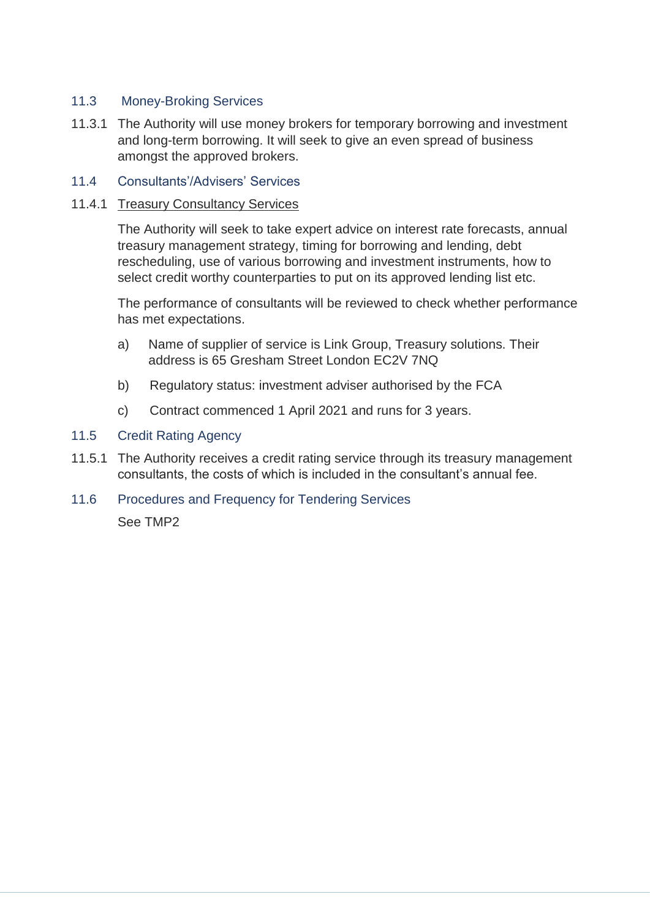### 11.3 Money-Broking Services

11.3.1 The Authority will use money brokers for temporary borrowing and investment and long-term borrowing. It will seek to give an even spread of business amongst the approved brokers.

### 11.4 Consultants'/Advisers' Services

11.4.1 Treasury Consultancy Services

The Authority will seek to take expert advice on interest rate forecasts, annual treasury management strategy, timing for borrowing and lending, debt rescheduling, use of various borrowing and investment instruments, how to select credit worthy counterparties to put on its approved lending list etc.

The performance of consultants will be reviewed to check whether performance has met expectations.

a) Name of supplier of service is Link Group, Treasury solutions. Their address is 65 Gresham Street London EC2V 7NQ

b) Regulatory status: investment adviser authorised by the FCA

c) Contract commenced 1 April 2021 and runs for 3 years.

### 11.5 Credit Rating Agency

11.5.1 The Authority receives a credit rating service through its treasury management consultants, the costs of which is included in the consultant's annual fee.

### 11.6 Procedures and Frequency for Tendering Services

See TMP2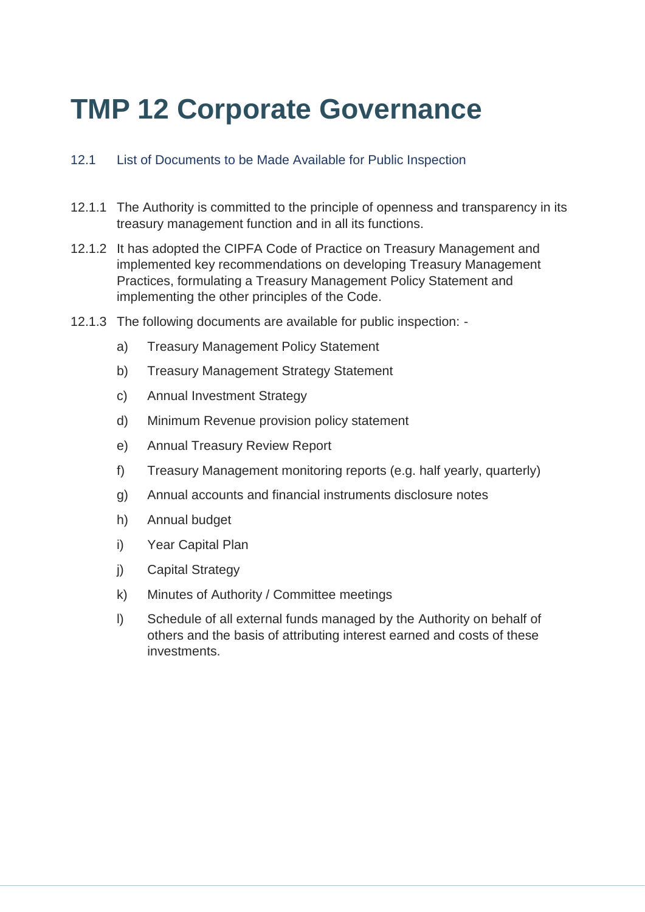# TMP 12 Corporate Governance

## 12.1 List of Documents to be Made Available for Public Inspection

12.1.1 The Authority is committed to the principle of openness and transparency in its treasury management function and in all its functions.

12.1.2 It has adopted the CIPFA Code of Practice on Treasury Management and implemented key recommendations on developing Treasury Management Practices, formulating a Treasury Management Policy Statement and implementing the other principles of the Code.

12.1.3 The following documents are available for public inspection: -

a) Treasury Management Policy Statement

b) Treasury Management Strategy Statement

c) Annual Investment Strategy

d) Minimum Revenue provision policy statement

e) Annual Treasury Review Report

f) Treasury Management monitoring reports (e.g. half yearly, quarterly)

g) Annual accounts and financial instruments disclosure notes

h) Annual budget

i) Year Capital Plan

j) Capital Strategy

k) Minutes of Authority / Committee meetings

l) Schedule of all external funds managed by the Authority on behalf of others and the basis of attributing interest earned and costs of these investments.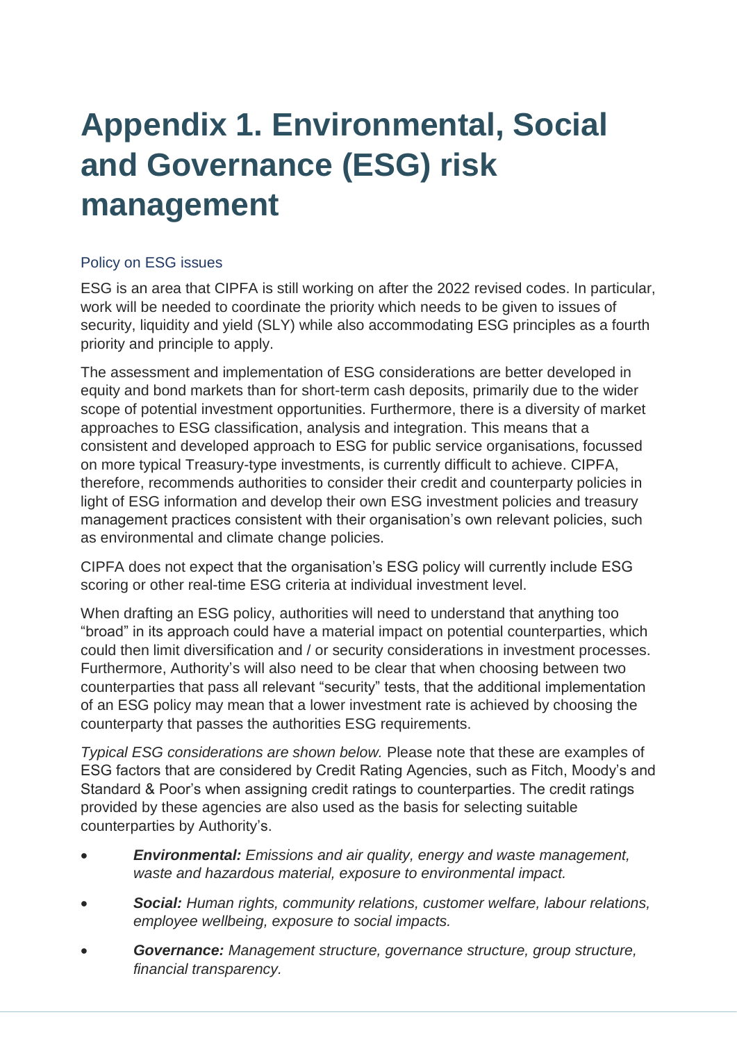# Appendix 1. Environmental, Social and Governance (ESG) risk management

## Policy on ESG issues

ESG is an area that CIPFA is still working on after the 2022 revised codes. In particular, work will be needed to coordinate the priority which needs to be given to issues of security, liquidity and yield (SLY) while also accommodating ESG principles as a fourth priority and principle to apply.

The assessment and implementation of ESG considerations are better developed in equity and bond markets than for short-term cash deposits, primarily due to the wider scope of potential investment opportunities. Furthermore, there is a diversity of market approaches to ESG classification, analysis and integration. This means that a consistent and developed approach to ESG for public service organisations, focussed on more typical Treasury-type investments, is currently difficult to achieve. CIPFA, therefore, recommends authorities to consider their credit and counterparty policies in light of ESG information and develop their own ESG investment policies and treasury management practices consistent with their organisation's own relevant policies, such as environmental and climate change policies.

CIPFA does not expect that the organisation's ESG policy will currently include ESG scoring or other real-time ESG criteria at individual investment level.

When drafting an ESG policy, authorities will need to understand that anything too "broad" in its approach could have a material impact on potential counterparties, which could then limit diversification and / or security considerations in investment processes. Furthermore, Authority's will also need to be clear that when choosing between two counterparties that pass all relevant "security" tests, that the additional implementation of an ESG policy may mean that a lower investment rate is achieved by choosing the counterparty that passes the authorities ESG requirements.

*Typical ESG considerations are shown below.* Please note that these are examples of ESG factors that are considered by Credit Rating Agencies, such as Fitch, Moody's and Standard & Poor's when assigning credit ratings to counterparties. The credit ratings provided by these agencies are also used as the basis for selecting suitable counterparties by Authority's.

- ***Environmental:*** *Emissions and air quality, energy and waste management, waste and hazardous material, exposure to environmental impact.*
- ***Social:*** *Human rights, community relations, customer welfare, labour relations, employee wellbeing, exposure to social impacts.*
- ***Governance:*** *Management structure, governance structure, group structure, financial transparency.*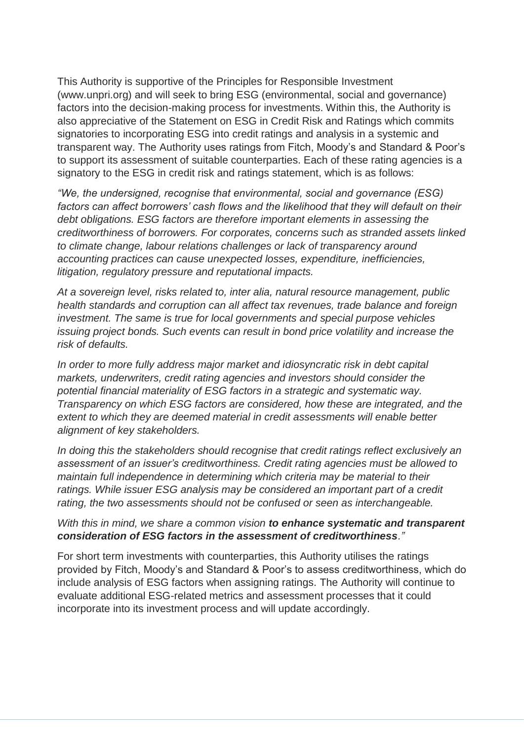This Authority is supportive of the Principles for Responsible Investment (www.unpri.org) and will seek to bring ESG (environmental, social and governance) factors into the decision-making process for investments. Within this, the Authority is also appreciative of the Statement on ESG in Credit Risk and Ratings which commits signatories to incorporating ESG into credit ratings and analysis in a systemic and transparent way. The Authority uses ratings from Fitch, Moody's and Standard & Poor's to support its assessment of suitable counterparties. Each of these rating agencies is a signatory to the ESG in credit risk and ratings statement, which is as follows:

*"We, the undersigned, recognise that environmental, social and governance (ESG) factors can affect borrowers' cash flows and the likelihood that they will default on their debt obligations. ESG factors are therefore important elements in assessing the creditworthiness of borrowers. For corporates, concerns such as stranded assets linked to climate change, labour relations challenges or lack of transparency around accounting practices can cause unexpected losses, expenditure, inefficiencies, litigation, regulatory pressure and reputational impacts.*

*At a sovereign level, risks related to, inter alia, natural resource management, public health standards and corruption can all affect tax revenues, trade balance and foreign investment. The same is true for local governments and special purpose vehicles issuing project bonds. Such events can result in bond price volatility and increase the risk of defaults.*

*In order to more fully address major market and idiosyncratic risk in debt capital markets, underwriters, credit rating agencies and investors should consider the potential financial materiality of ESG factors in a strategic and systematic way. Transparency on which ESG factors are considered, how these are integrated, and the extent to which they are deemed material in credit assessments will enable better alignment of key stakeholders.*

*In doing this the stakeholders should recognise that credit ratings reflect exclusively an assessment of an issuer's creditworthiness. Credit rating agencies must be allowed to maintain full independence in determining which criteria may be material to their ratings. While issuer ESG analysis may be considered an important part of a credit rating, the two assessments should not be confused or seen as interchangeable.*

*With this in mind, we share a common vision* ***to enhance systematic and transparent consideration of ESG factors in the assessment of creditworthiness****."*

For short term investments with counterparties, this Authority utilises the ratings provided by Fitch, Moody's and Standard & Poor's to assess creditworthiness, which do include analysis of ESG factors when assigning ratings. The Authority will continue to evaluate additional ESG-related metrics and assessment processes that it could incorporate into its investment process and will update accordingly.